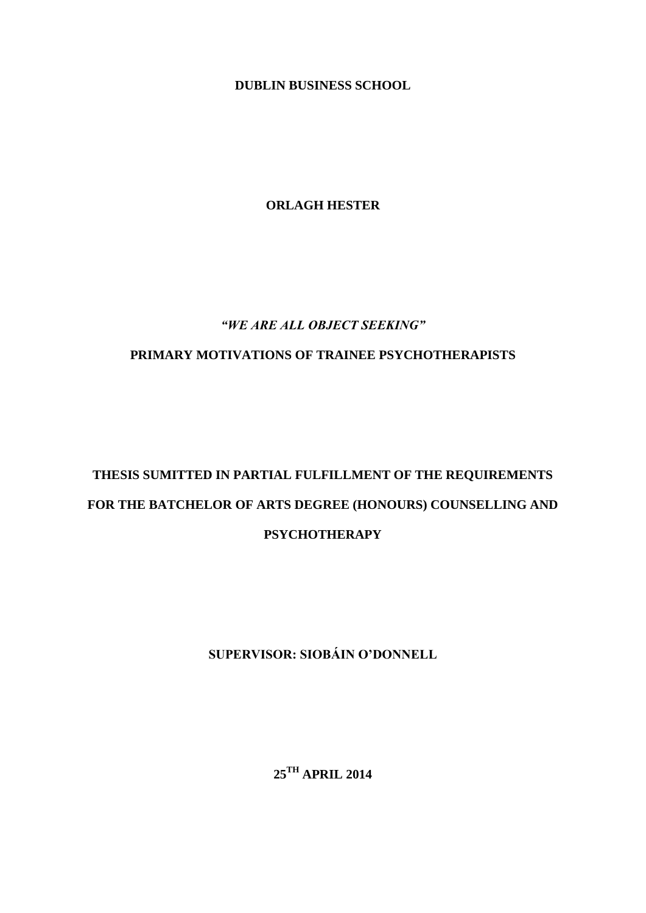**DUBLIN BUSINESS SCHOOL**

**ORLAGH HESTER**

***"WE ARE ALL OBJECT SEEKING"***

**PRIMARY MOTIVATIONS OF TRAINEE PSYCHOTHERAPISTS**

**THESIS SUMITTED IN PARTIAL FULFILLMENT OF THE REQUIREMENTS FOR THE BATCHELOR OF ARTS DEGREE (HONOURS) COUNSELLING AND PSYCHOTHERAPY**

**SUPERVISOR: SIOBÁIN O'DONNELL**

**25TH APRIL 2014**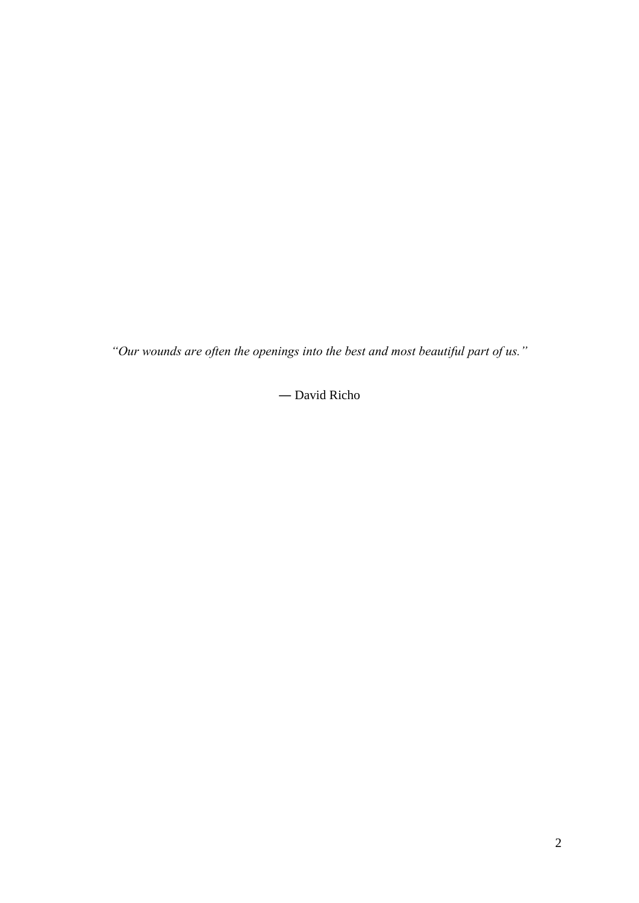*“Our wounds are often the openings into the best and most beautiful part of us.”*

― David Richo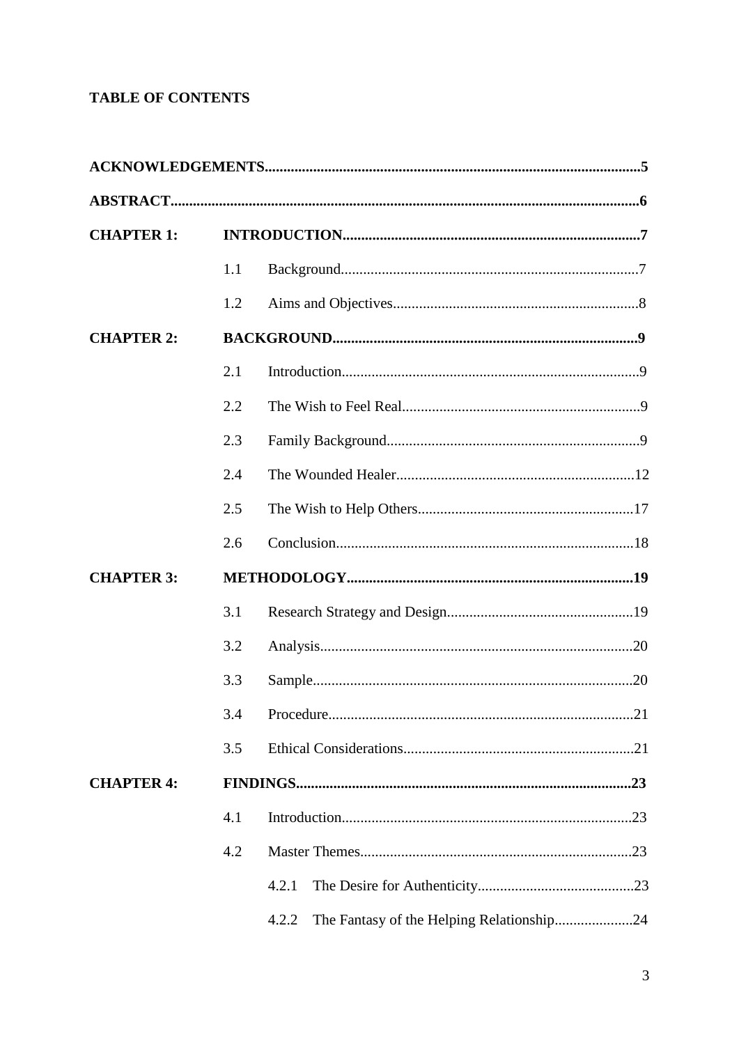**TABLE OF CONTENTS**

| | | |
|---|---|---|
| **ACKNOWLEDGEMENTS** | | **5** |
| **ABSTRACT** | | **6** |
| **CHAPTER 1:** | **INTRODUCTION** | **7** |
| | 1.1 Background | 7 |
| | 1.2 Aims and Objectives | 8 |
| **CHAPTER 2:** | **BACKGROUND** | **9** |
| | 2.1 Introduction | 9 |
| | 2.2 The Wish to Feel Real | 9 |
| | 2.3 Family Background | 9 |
| | 2.4 The Wounded Healer | 12 |
| | 2.5 The Wish to Help Others | 17 |
| | 2.6 Conclusion | 18 |
| **CHAPTER 3:** | **METHODOLOGY** | **19** |
| | 3.1 Research Strategy and Design | 19 |
| | 3.2 Analysis | 20 |
| | 3.3 Sample | 20 |
| | 3.4 Procedure | 21 |
| | 3.5 Ethical Considerations | 21 |
| **CHAPTER 4:** | **FINDINGS** | **23** |
| | 4.1 Introduction | 23 |
| | 4.2 Master Themes | 23 |
| | 4.2.1 The Desire for Authenticity | 23 |
| | 4.2.2 The Fantasy of the Helping Relationship | 24 |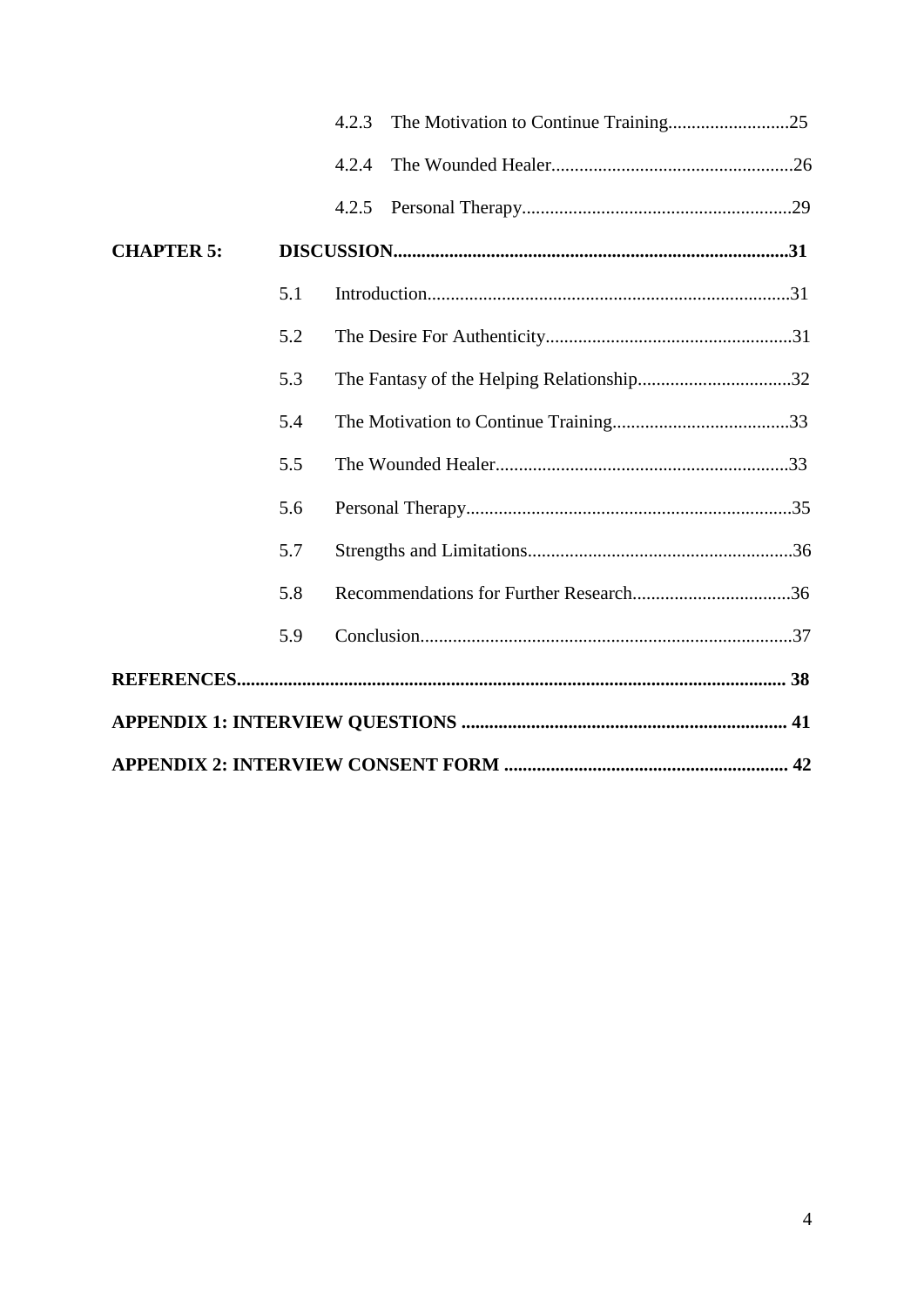4.2.3 The Motivation to Continue Training..........................25

4.2.4 The Wounded Healer....................................................26

4.2.5 Personal Therapy..........................................................29

**CHAPTER 5: DISCUSSION.....................................................................................31**

5.1 Introduction.............................................................................31

5.2 The Desire For Authenticity.....................................................31

5.3 The Fantasy of the Helping Relationship.................................32

5.4 The Motivation to Continue Training......................................33

5.5 The Wounded Healer...............................................................33

5.6 Personal Therapy......................................................................35

5.7 Strengths and Limitations.........................................................36

5.8 Recommendations for Further Research..................................36

5.9 Conclusion...............................................................................37

**REFERENCES..................................................................................................................... 38**

**APPENDIX 1: INTERVIEW QUESTIONS ..................................................................... 41**

**APPENDIX 2: INTERVIEW CONSENT FORM ............................................................ 42**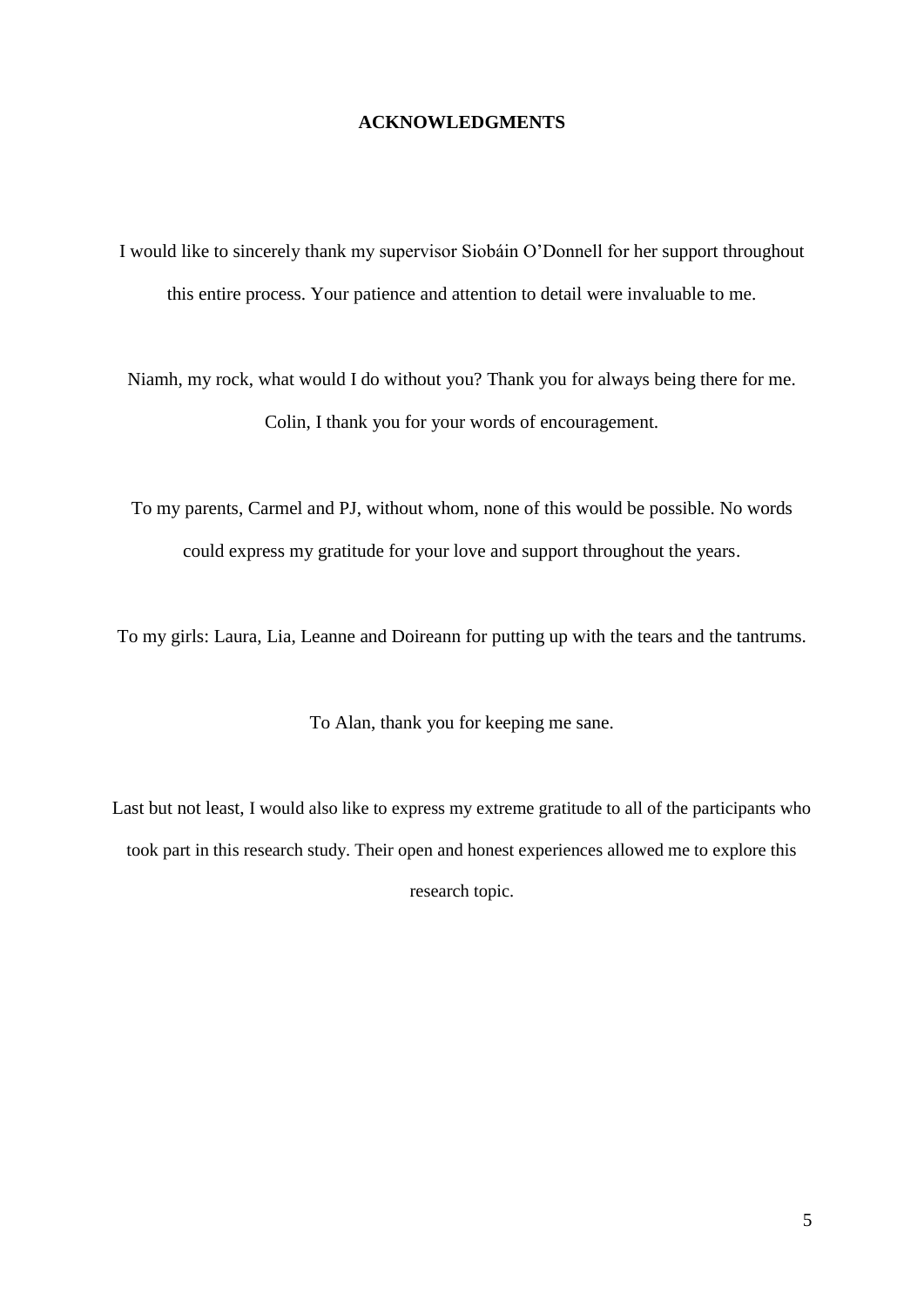# ACKNOWLEDGMENTS

I would like to sincerely thank my supervisor Siobáin O'Donnell for her support throughout this entire process. Your patience and attention to detail were invaluable to me.

Niamh, my rock, what would I do without you? Thank you for always being there for me. Colin, I thank you for your words of encouragement.

To my parents, Carmel and PJ, without whom, none of this would be possible. No words could express my gratitude for your love and support throughout the years.

To my girls: Laura, Lia, Leanne and Doireann for putting up with the tears and the tantrums.

To Alan, thank you for keeping me sane.

Last but not least, I would also like to express my extreme gratitude to all of the participants who took part in this research study. Their open and honest experiences allowed me to explore this research topic.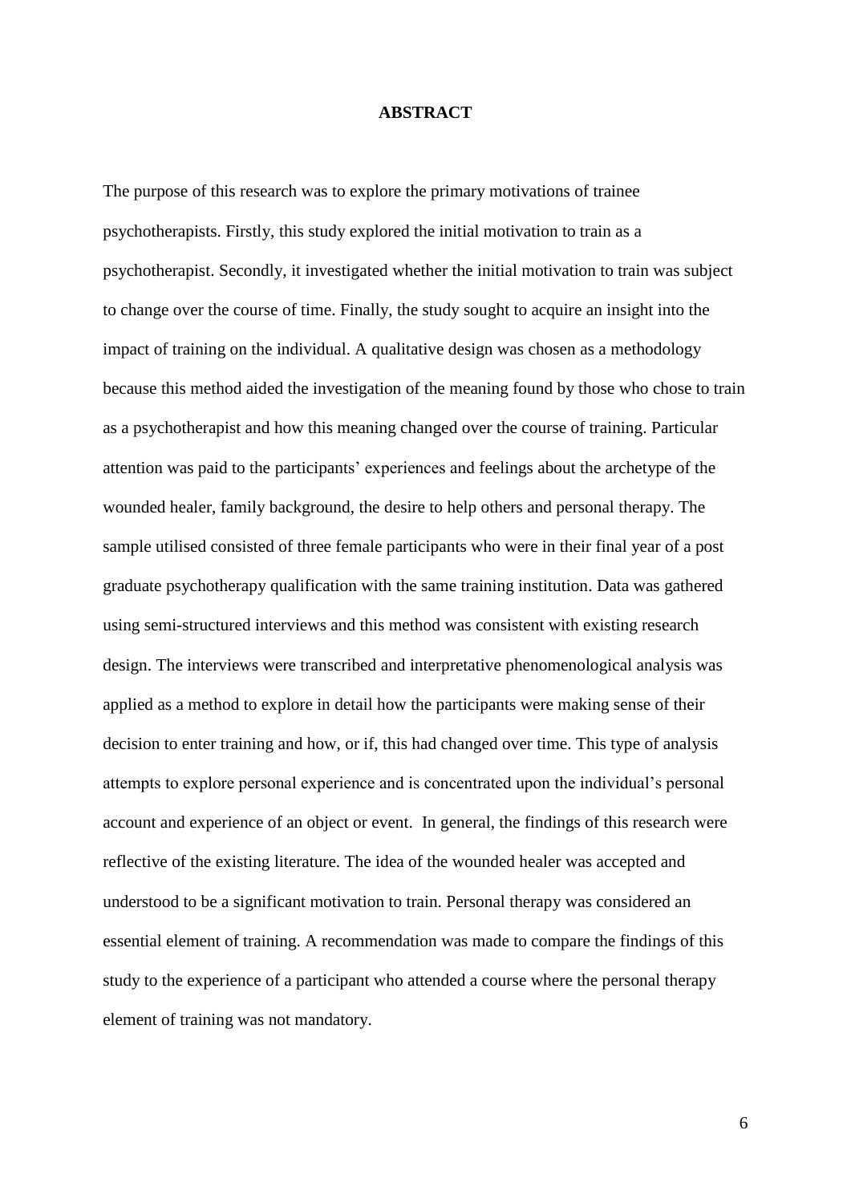# ABSTRACT

The purpose of this research was to explore the primary motivations of trainee psychotherapists. Firstly, this study explored the initial motivation to train as a psychotherapist. Secondly, it investigated whether the initial motivation to train was subject to change over the course of time. Finally, the study sought to acquire an insight into the impact of training on the individual. A qualitative design was chosen as a methodology because this method aided the investigation of the meaning found by those who chose to train as a psychotherapist and how this meaning changed over the course of training. Particular attention was paid to the participants' experiences and feelings about the archetype of the wounded healer, family background, the desire to help others and personal therapy. The sample utilised consisted of three female participants who were in their final year of a post graduate psychotherapy qualification with the same training institution. Data was gathered using semi-structured interviews and this method was consistent with existing research design. The interviews were transcribed and interpretative phenomenological analysis was applied as a method to explore in detail how the participants were making sense of their decision to enter training and how, or if, this had changed over time. This type of analysis attempts to explore personal experience and is concentrated upon the individual's personal account and experience of an object or event. In general, the findings of this research were reflective of the existing literature. The idea of the wounded healer was accepted and understood to be a significant motivation to train. Personal therapy was considered an essential element of training. A recommendation was made to compare the findings of this study to the experience of a participant who attended a course where the personal therapy element of training was not mandatory.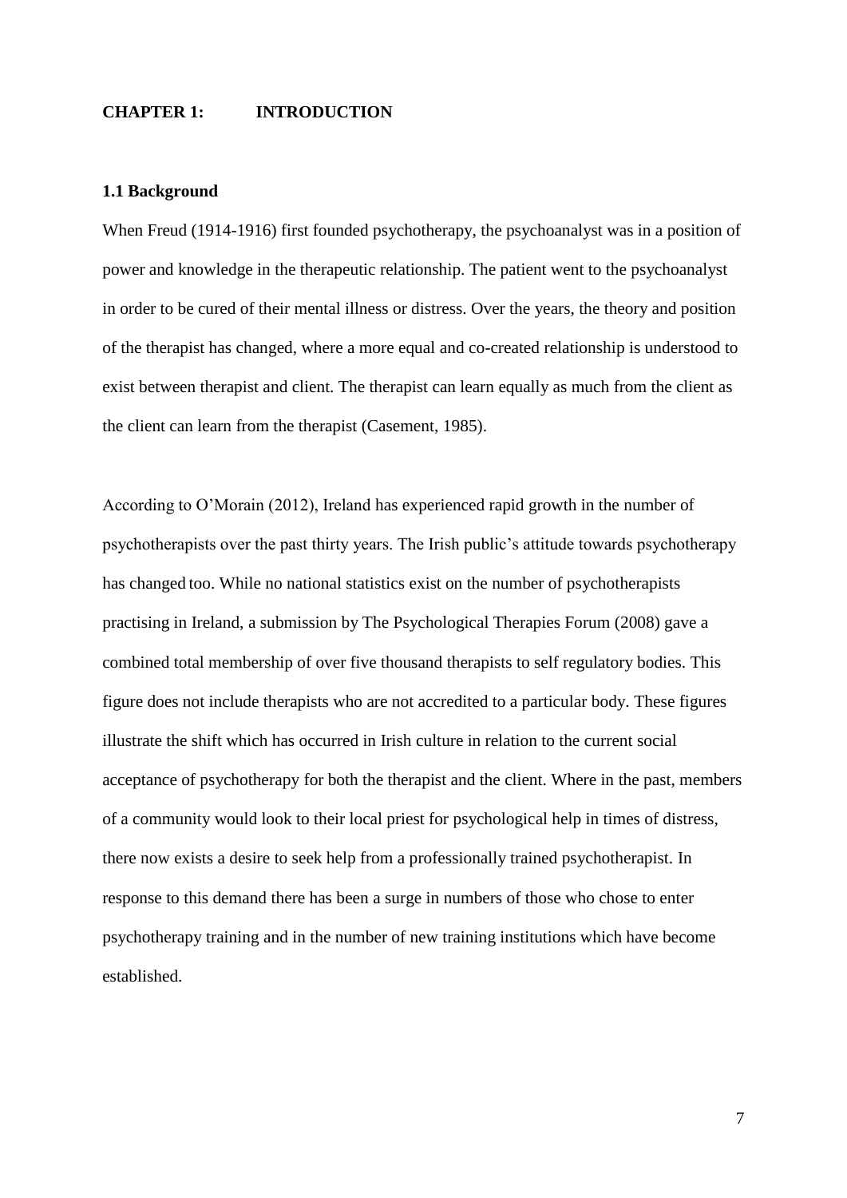# CHAPTER 1: INTRODUCTION

## 1.1 Background

When Freud (1914-1916) first founded psychotherapy, the psychoanalyst was in a position of power and knowledge in the therapeutic relationship. The patient went to the psychoanalyst in order to be cured of their mental illness or distress. Over the years, the theory and position of the therapist has changed, where a more equal and co-created relationship is understood to exist between therapist and client. The therapist can learn equally as much from the client as the client can learn from the therapist (Casement, 1985).

According to O'Morain (2012), Ireland has experienced rapid growth in the number of psychotherapists over the past thirty years. The Irish public's attitude towards psychotherapy has changed too. While no national statistics exist on the number of psychotherapists practising in Ireland, a submission by The Psychological Therapies Forum (2008) gave a combined total membership of over five thousand therapists to self regulatory bodies. This figure does not include therapists who are not accredited to a particular body. These figures illustrate the shift which has occurred in Irish culture in relation to the current social acceptance of psychotherapy for both the therapist and the client. Where in the past, members of a community would look to their local priest for psychological help in times of distress, there now exists a desire to seek help from a professionally trained psychotherapist. In response to this demand there has been a surge in numbers of those who chose to enter psychotherapy training and in the number of new training institutions which have become established.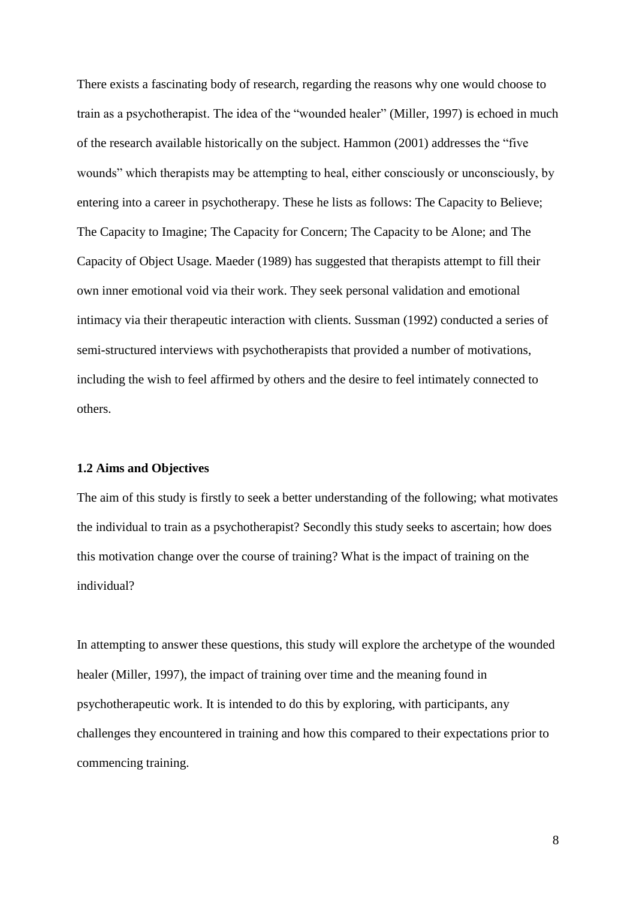There exists a fascinating body of research, regarding the reasons why one would choose to train as a psychotherapist. The idea of the "wounded healer" (Miller, 1997) is echoed in much of the research available historically on the subject. Hammon (2001) addresses the "five wounds" which therapists may be attempting to heal, either consciously or unconsciously, by entering into a career in psychotherapy. These he lists as follows: The Capacity to Believe; The Capacity to Imagine; The Capacity for Concern; The Capacity to be Alone; and The Capacity of Object Usage. Maeder (1989) has suggested that therapists attempt to fill their own inner emotional void via their work. They seek personal validation and emotional intimacy via their therapeutic interaction with clients. Sussman (1992) conducted a series of semi-structured interviews with psychotherapists that provided a number of motivations, including the wish to feel affirmed by others and the desire to feel intimately connected to others.

### 1.2 Aims and Objectives

The aim of this study is firstly to seek a better understanding of the following; what motivates the individual to train as a psychotherapist? Secondly this study seeks to ascertain; how does this motivation change over the course of training? What is the impact of training on the individual?

In attempting to answer these questions, this study will explore the archetype of the wounded healer (Miller, 1997), the impact of training over time and the meaning found in psychotherapeutic work. It is intended to do this by exploring, with participants, any challenges they encountered in training and how this compared to their expectations prior to commencing training.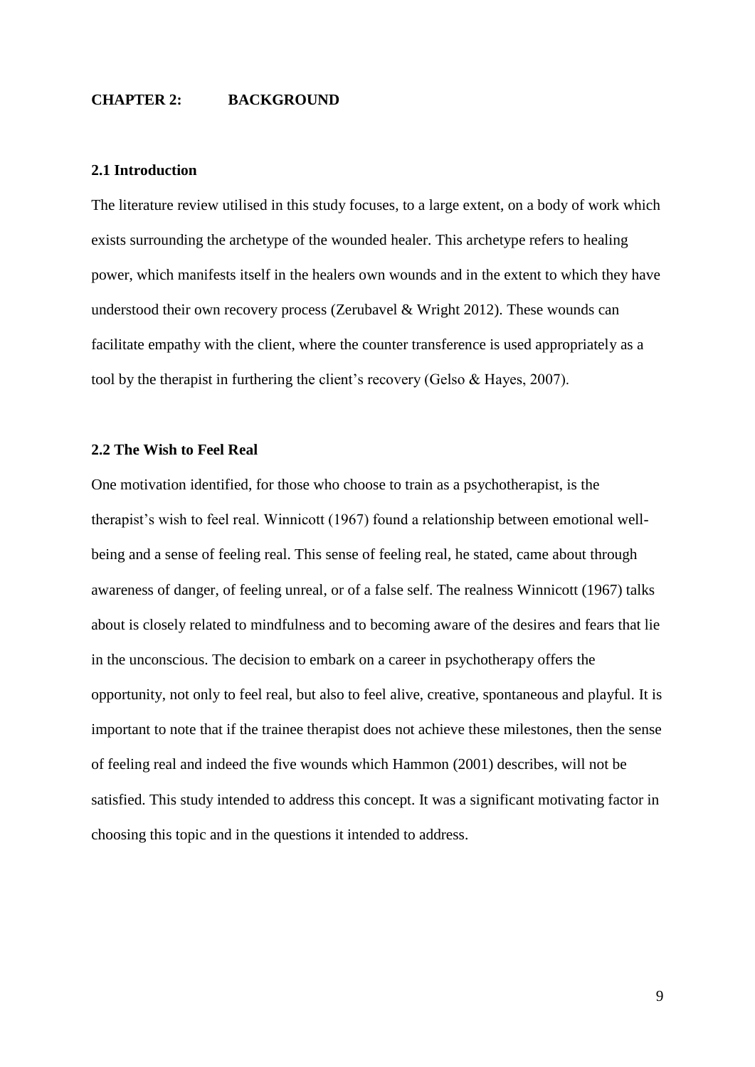## CHAPTER 2: BACKGROUND

### 2.1 Introduction

The literature review utilised in this study focuses, to a large extent, on a body of work which exists surrounding the archetype of the wounded healer. This archetype refers to healing power, which manifests itself in the healers own wounds and in the extent to which they have understood their own recovery process (Zerubavel & Wright 2012). These wounds can facilitate empathy with the client, where the counter transference is used appropriately as a tool by the therapist in furthering the client's recovery (Gelso & Hayes, 2007).

### 2.2 The Wish to Feel Real

One motivation identified, for those who choose to train as a psychotherapist, is the therapist's wish to feel real. Winnicott (1967) found a relationship between emotional well-being and a sense of feeling real. This sense of feeling real, he stated, came about through awareness of danger, of feeling unreal, or of a false self. The realness Winnicott (1967) talks about is closely related to mindfulness and to becoming aware of the desires and fears that lie in the unconscious. The decision to embark on a career in psychotherapy offers the opportunity, not only to feel real, but also to feel alive, creative, spontaneous and playful. It is important to note that if the trainee therapist does not achieve these milestones, then the sense of feeling real and indeed the five wounds which Hammon (2001) describes, will not be satisfied. This study intended to address this concept. It was a significant motivating factor in choosing this topic and in the questions it intended to address.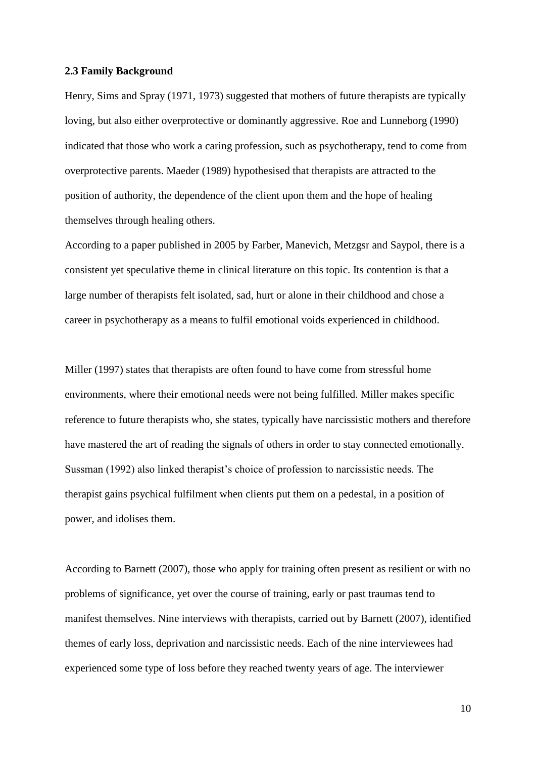**2.3 Family Background**

Henry, Sims and Spray (1971, 1973) suggested that mothers of future therapists are typically loving, but also either overprotective or dominantly aggressive. Roe and Lunneborg (1990) indicated that those who work a caring profession, such as psychotherapy, tend to come from overprotective parents. Maeder (1989) hypothesised that therapists are attracted to the position of authority, the dependence of the client upon them and the hope of healing themselves through healing others.

According to a paper published in 2005 by Farber, Manevich, Metzgsr and Saypol, there is a consistent yet speculative theme in clinical literature on this topic. Its contention is that a large number of therapists felt isolated, sad, hurt or alone in their childhood and chose a career in psychotherapy as a means to fulfil emotional voids experienced in childhood.

Miller (1997) states that therapists are often found to have come from stressful home environments, where their emotional needs were not being fulfilled. Miller makes specific reference to future therapists who, she states, typically have narcissistic mothers and therefore have mastered the art of reading the signals of others in order to stay connected emotionally. Sussman (1992) also linked therapist's choice of profession to narcissistic needs. The therapist gains psychical fulfilment when clients put them on a pedestal, in a position of power, and idolises them.

According to Barnett (2007), those who apply for training often present as resilient or with no problems of significance, yet over the course of training, early or past traumas tend to manifest themselves. Nine interviews with therapists, carried out by Barnett (2007), identified themes of early loss, deprivation and narcissistic needs. Each of the nine interviewees had experienced some type of loss before they reached twenty years of age. The interviewer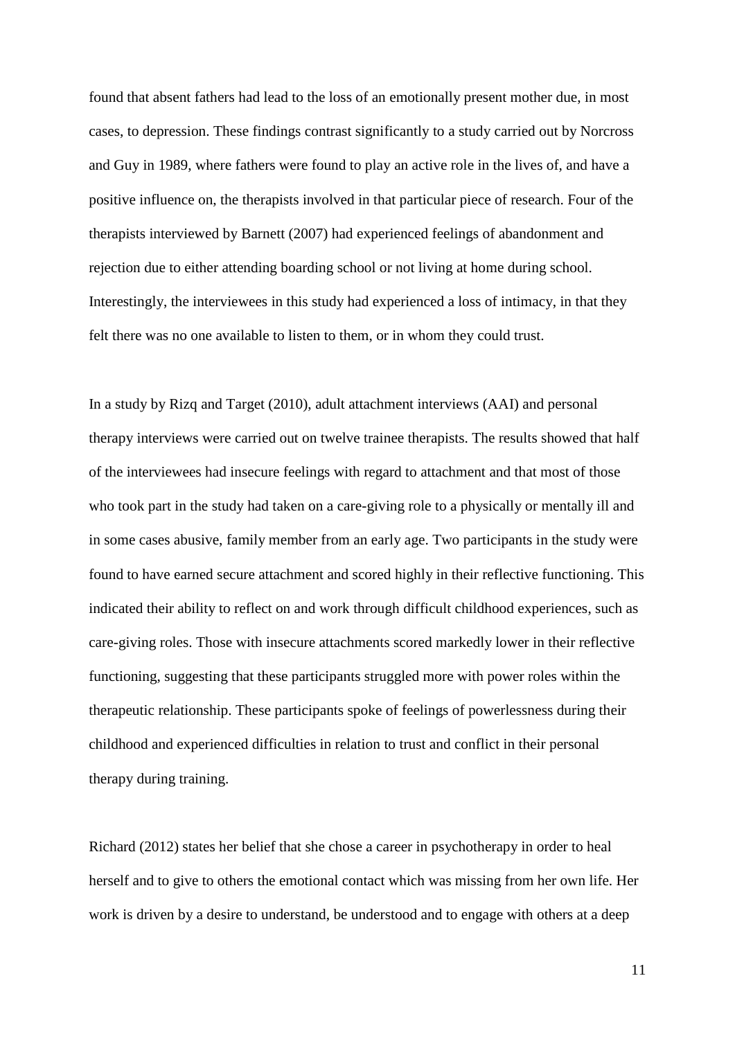found that absent fathers had lead to the loss of an emotionally present mother due, in most cases, to depression. These findings contrast significantly to a study carried out by Norcross and Guy in 1989, where fathers were found to play an active role in the lives of, and have a positive influence on, the therapists involved in that particular piece of research. Four of the therapists interviewed by Barnett (2007) had experienced feelings of abandonment and rejection due to either attending boarding school or not living at home during school. Interestingly, the interviewees in this study had experienced a loss of intimacy, in that they felt there was no one available to listen to them, or in whom they could trust.

In a study by Rizq and Target (2010), adult attachment interviews (AAI) and personal therapy interviews were carried out on twelve trainee therapists. The results showed that half of the interviewees had insecure feelings with regard to attachment and that most of those who took part in the study had taken on a care-giving role to a physically or mentally ill and in some cases abusive, family member from an early age. Two participants in the study were found to have earned secure attachment and scored highly in their reflective functioning. This indicated their ability to reflect on and work through difficult childhood experiences, such as care-giving roles. Those with insecure attachments scored markedly lower in their reflective functioning, suggesting that these participants struggled more with power roles within the therapeutic relationship. These participants spoke of feelings of powerlessness during their childhood and experienced difficulties in relation to trust and conflict in their personal therapy during training.

Richard (2012) states her belief that she chose a career in psychotherapy in order to heal herself and to give to others the emotional contact which was missing from her own life. Her work is driven by a desire to understand, be understood and to engage with others at a deep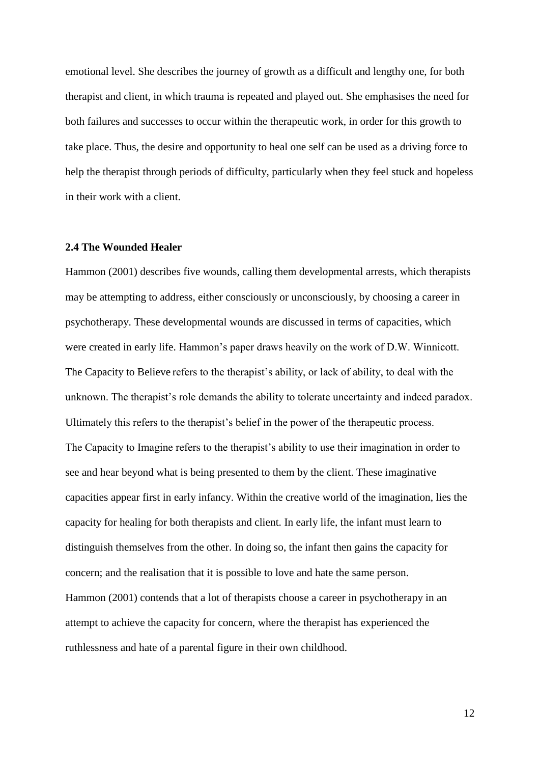emotional level. She describes the journey of growth as a difficult and lengthy one, for both therapist and client, in which trauma is repeated and played out. She emphasises the need for both failures and successes to occur within the therapeutic work, in order for this growth to take place. Thus, the desire and opportunity to heal one self can be used as a driving force to help the therapist through periods of difficulty, particularly when they feel stuck and hopeless in their work with a client.

### 2.4 The Wounded Healer

Hammon (2001) describes five wounds, calling them developmental arrests, which therapists may be attempting to address, either consciously or unconsciously, by choosing a career in psychotherapy. These developmental wounds are discussed in terms of capacities, which were created in early life. Hammon's paper draws heavily on the work of D.W. Winnicott.
The Capacity to Believe refers to the therapist's ability, or lack of ability, to deal with the unknown. The therapist's role demands the ability to tolerate uncertainty and indeed paradox. Ultimately this refers to the therapist's belief in the power of the therapeutic process.
The Capacity to Imagine refers to the therapist's ability to use their imagination in order to see and hear beyond what is being presented to them by the client. These imaginative capacities appear first in early infancy. Within the creative world of the imagination, lies the capacity for healing for both therapists and client. In early life, the infant must learn to distinguish themselves from the other. In doing so, the infant then gains the capacity for concern; and the realisation that it is possible to love and hate the same person.
Hammon (2001) contends that a lot of therapists choose a career in psychotherapy in an attempt to achieve the capacity for concern, where the therapist has experienced the ruthlessness and hate of a parental figure in their own childhood.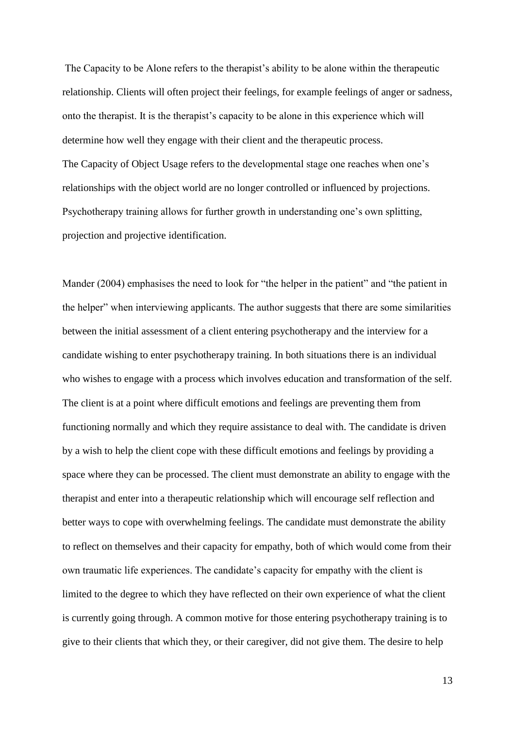The Capacity to be Alone refers to the therapist's ability to be alone within the therapeutic relationship. Clients will often project their feelings, for example feelings of anger or sadness, onto the therapist. It is the therapist's capacity to be alone in this experience which will determine how well they engage with their client and the therapeutic process.
The Capacity of Object Usage refers to the developmental stage one reaches when one's relationships with the object world are no longer controlled or influenced by projections. Psychotherapy training allows for further growth in understanding one's own splitting, projection and projective identification.

Mander (2004) emphasises the need to look for "the helper in the patient" and "the patient in the helper" when interviewing applicants. The author suggests that there are some similarities between the initial assessment of a client entering psychotherapy and the interview for a candidate wishing to enter psychotherapy training. In both situations there is an individual who wishes to engage with a process which involves education and transformation of the self. The client is at a point where difficult emotions and feelings are preventing them from functioning normally and which they require assistance to deal with. The candidate is driven by a wish to help the client cope with these difficult emotions and feelings by providing a space where they can be processed. The client must demonstrate an ability to engage with the therapist and enter into a therapeutic relationship which will encourage self reflection and better ways to cope with overwhelming feelings. The candidate must demonstrate the ability to reflect on themselves and their capacity for empathy, both of which would come from their own traumatic life experiences. The candidate's capacity for empathy with the client is limited to the degree to which they have reflected on their own experience of what the client is currently going through. A common motive for those entering psychotherapy training is to give to their clients that which they, or their caregiver, did not give them. The desire to help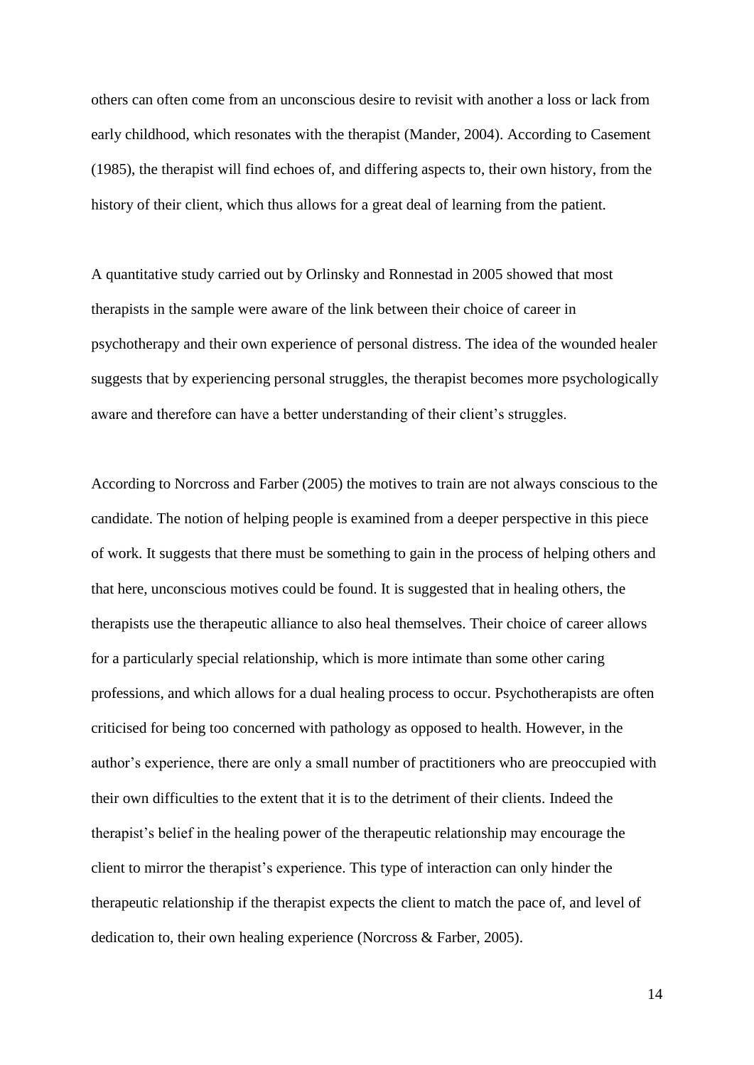others can often come from an unconscious desire to revisit with another a loss or lack from early childhood, which resonates with the therapist (Mander, 2004). According to Casement (1985), the therapist will find echoes of, and differing aspects to, their own history, from the history of their client, which thus allows for a great deal of learning from the patient.

A quantitative study carried out by Orlinsky and Ronnestad in 2005 showed that most therapists in the sample were aware of the link between their choice of career in psychotherapy and their own experience of personal distress. The idea of the wounded healer suggests that by experiencing personal struggles, the therapist becomes more psychologically aware and therefore can have a better understanding of their client's struggles.

According to Norcross and Farber (2005) the motives to train are not always conscious to the candidate. The notion of helping people is examined from a deeper perspective in this piece of work. It suggests that there must be something to gain in the process of helping others and that here, unconscious motives could be found. It is suggested that in healing others, the therapists use the therapeutic alliance to also heal themselves. Their choice of career allows for a particularly special relationship, which is more intimate than some other caring professions, and which allows for a dual healing process to occur. Psychotherapists are often criticised for being too concerned with pathology as opposed to health. However, in the author's experience, there are only a small number of practitioners who are preoccupied with their own difficulties to the extent that it is to the detriment of their clients. Indeed the therapist's belief in the healing power of the therapeutic relationship may encourage the client to mirror the therapist's experience. This type of interaction can only hinder the therapeutic relationship if the therapist expects the client to match the pace of, and level of dedication to, their own healing experience (Norcross & Farber, 2005).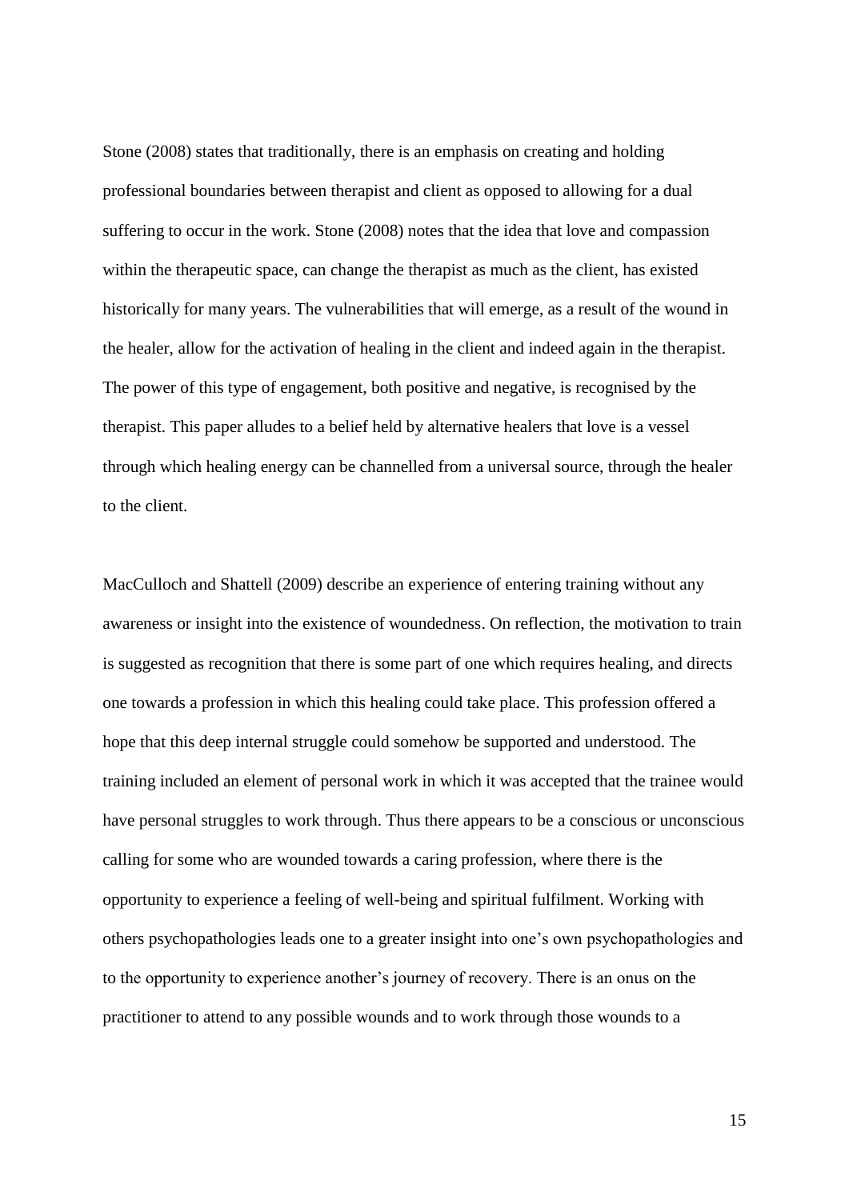Stone (2008) states that traditionally, there is an emphasis on creating and holding professional boundaries between therapist and client as opposed to allowing for a dual suffering to occur in the work. Stone (2008) notes that the idea that love and compassion within the therapeutic space, can change the therapist as much as the client, has existed historically for many years. The vulnerabilities that will emerge, as a result of the wound in the healer, allow for the activation of healing in the client and indeed again in the therapist. The power of this type of engagement, both positive and negative, is recognised by the therapist. This paper alludes to a belief held by alternative healers that love is a vessel through which healing energy can be channelled from a universal source, through the healer to the client.

MacCulloch and Shattell (2009) describe an experience of entering training without any awareness or insight into the existence of woundedness. On reflection, the motivation to train is suggested as recognition that there is some part of one which requires healing, and directs one towards a profession in which this healing could take place. This profession offered a hope that this deep internal struggle could somehow be supported and understood. The training included an element of personal work in which it was accepted that the trainee would have personal struggles to work through. Thus there appears to be a conscious or unconscious calling for some who are wounded towards a caring profession, where there is the opportunity to experience a feeling of well-being and spiritual fulfilment. Working with others psychopathologies leads one to a greater insight into one's own psychopathologies and to the opportunity to experience another's journey of recovery. There is an onus on the practitioner to attend to any possible wounds and to work through those wounds to a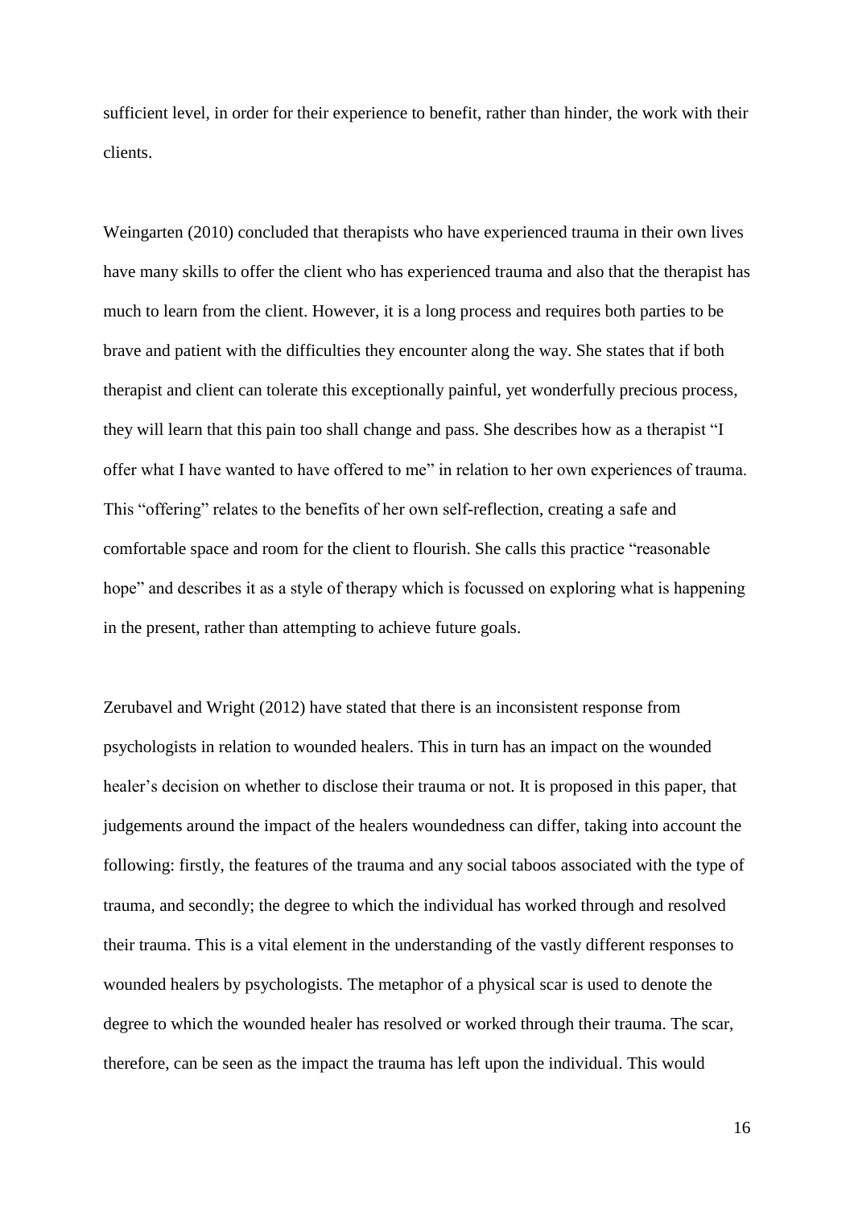sufficient level, in order for their experience to benefit, rather than hinder, the work with their clients.

Weingarten (2010) concluded that therapists who have experienced trauma in their own lives have many skills to offer the client who has experienced trauma and also that the therapist has much to learn from the client. However, it is a long process and requires both parties to be brave and patient with the difficulties they encounter along the way. She states that if both therapist and client can tolerate this exceptionally painful, yet wonderfully precious process, they will learn that this pain too shall change and pass. She describes how as a therapist "I offer what I have wanted to have offered to me" in relation to her own experiences of trauma. This "offering" relates to the benefits of her own self-reflection, creating a safe and comfortable space and room for the client to flourish. She calls this practice "reasonable hope" and describes it as a style of therapy which is focussed on exploring what is happening in the present, rather than attempting to achieve future goals.

Zerubavel and Wright (2012) have stated that there is an inconsistent response from psychologists in relation to wounded healers. This in turn has an impact on the wounded healer's decision on whether to disclose their trauma or not. It is proposed in this paper, that judgements around the impact of the healers woundedness can differ, taking into account the following: firstly, the features of the trauma and any social taboos associated with the type of trauma, and secondly; the degree to which the individual has worked through and resolved their trauma. This is a vital element in the understanding of the vastly different responses to wounded healers by psychologists. The metaphor of a physical scar is used to denote the degree to which the wounded healer has resolved or worked through their trauma. The scar, therefore, can be seen as the impact the trauma has left upon the individual. This would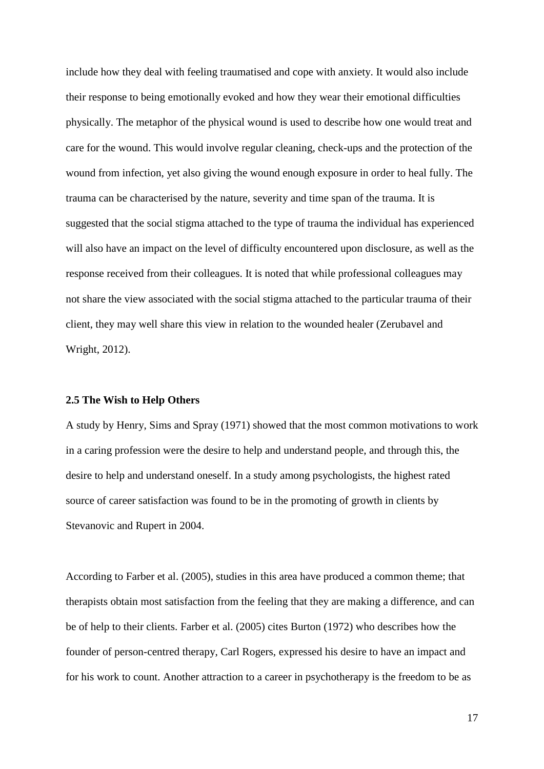include how they deal with feeling traumatised and cope with anxiety. It would also include their response to being emotionally evoked and how they wear their emotional difficulties physically. The metaphor of the physical wound is used to describe how one would treat and care for the wound. This would involve regular cleaning, check-ups and the protection of the wound from infection, yet also giving the wound enough exposure in order to heal fully. The trauma can be characterised by the nature, severity and time span of the trauma. It is suggested that the social stigma attached to the type of trauma the individual has experienced will also have an impact on the level of difficulty encountered upon disclosure, as well as the response received from their colleagues. It is noted that while professional colleagues may not share the view associated with the social stigma attached to the particular trauma of their client, they may well share this view in relation to the wounded healer (Zerubavel and Wright, 2012).

### 2.5 The Wish to Help Others

A study by Henry, Sims and Spray (1971) showed that the most common motivations to work in a caring profession were the desire to help and understand people, and through this, the desire to help and understand oneself. In a study among psychologists, the highest rated source of career satisfaction was found to be in the promoting of growth in clients by Stevanovic and Rupert in 2004.

According to Farber et al. (2005), studies in this area have produced a common theme; that therapists obtain most satisfaction from the feeling that they are making a difference, and can be of help to their clients. Farber et al. (2005) cites Burton (1972) who describes how the founder of person-centred therapy, Carl Rogers, expressed his desire to have an impact and for his work to count. Another attraction to a career in psychotherapy is the freedom to be as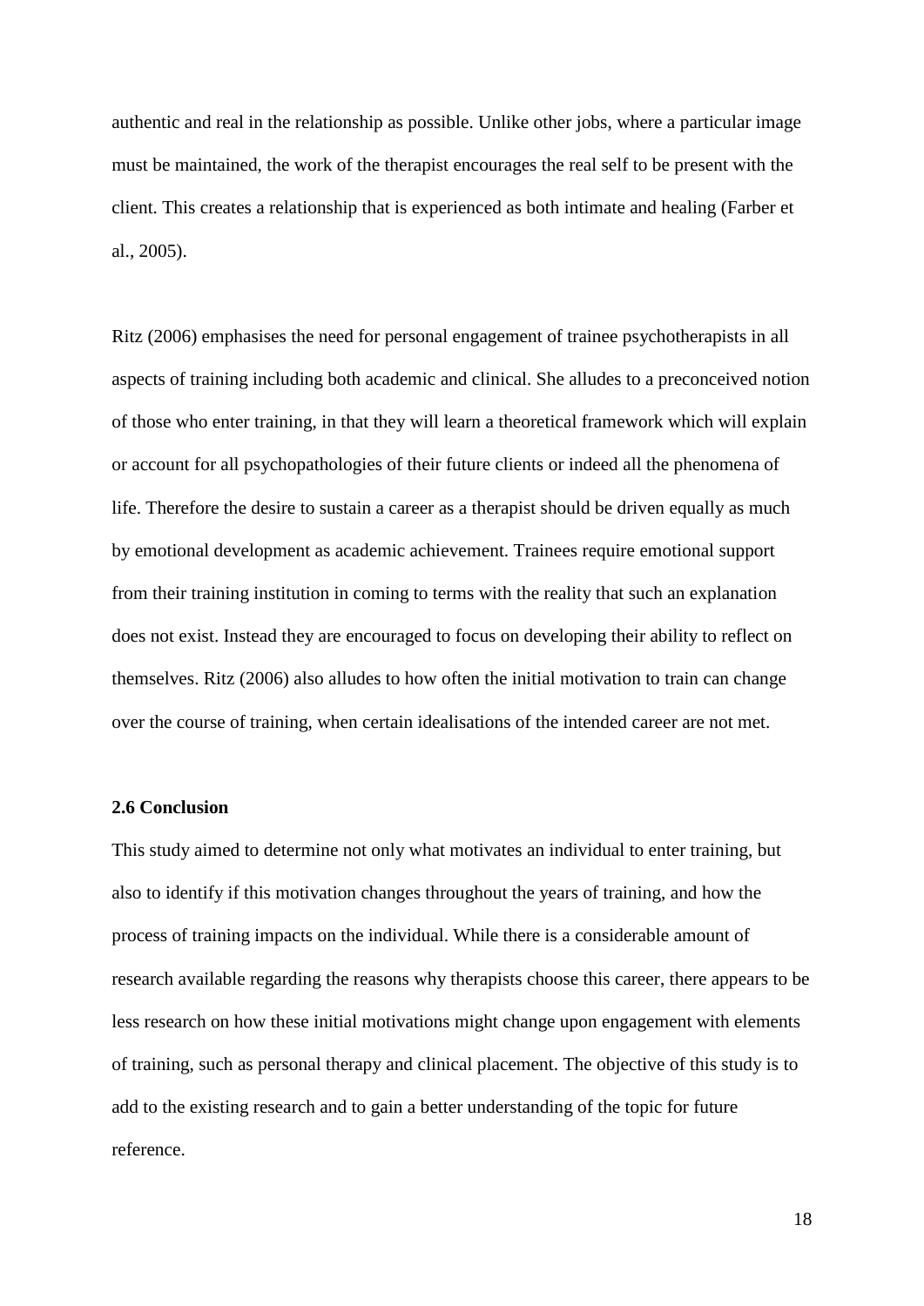authentic and real in the relationship as possible. Unlike other jobs, where a particular image must be maintained, the work of the therapist encourages the real self to be present with the client. This creates a relationship that is experienced as both intimate and healing (Farber et al., 2005).

Ritz (2006) emphasises the need for personal engagement of trainee psychotherapists in all aspects of training including both academic and clinical. She alludes to a preconceived notion of those who enter training, in that they will learn a theoretical framework which will explain or account for all psychopathologies of their future clients or indeed all the phenomena of life. Therefore the desire to sustain a career as a therapist should be driven equally as much by emotional development as academic achievement. Trainees require emotional support from their training institution in coming to terms with the reality that such an explanation does not exist. Instead they are encouraged to focus on developing their ability to reflect on themselves. Ritz (2006) also alludes to how often the initial motivation to train can change over the course of training, when certain idealisations of the intended career are not met.

### 2.6 Conclusion

This study aimed to determine not only what motivates an individual to enter training, but also to identify if this motivation changes throughout the years of training, and how the process of training impacts on the individual. While there is a considerable amount of research available regarding the reasons why therapists choose this career, there appears to be less research on how these initial motivations might change upon engagement with elements of training, such as personal therapy and clinical placement. The objective of this study is to add to the existing research and to gain a better understanding of the topic for future reference.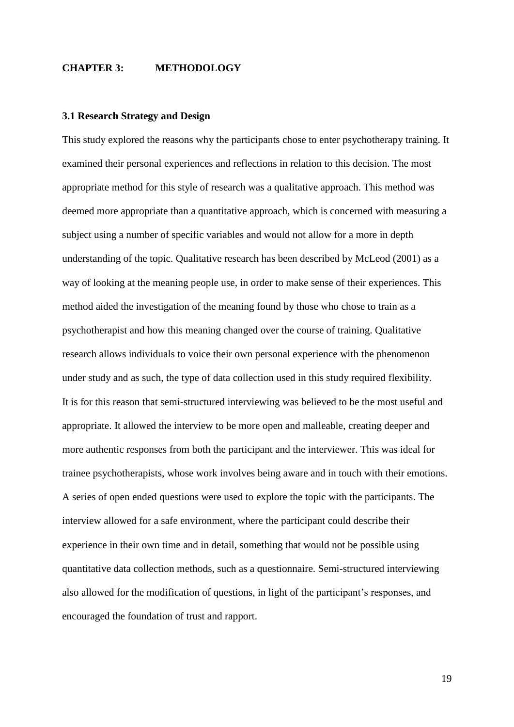# CHAPTER 3: METHODOLOGY

## 3.1 Research Strategy and Design

This study explored the reasons why the participants chose to enter psychotherapy training. It examined their personal experiences and reflections in relation to this decision. The most appropriate method for this style of research was a qualitative approach. This method was deemed more appropriate than a quantitative approach, which is concerned with measuring a subject using a number of specific variables and would not allow for a more in depth understanding of the topic. Qualitative research has been described by McLeod (2001) as a way of looking at the meaning people use, in order to make sense of their experiences. This method aided the investigation of the meaning found by those who chose to train as a psychotherapist and how this meaning changed over the course of training. Qualitative research allows individuals to voice their own personal experience with the phenomenon under study and as such, the type of data collection used in this study required flexibility. It is for this reason that semi-structured interviewing was believed to be the most useful and appropriate. It allowed the interview to be more open and malleable, creating deeper and more authentic responses from both the participant and the interviewer. This was ideal for trainee psychotherapists, whose work involves being aware and in touch with their emotions. A series of open ended questions were used to explore the topic with the participants. The interview allowed for a safe environment, where the participant could describe their experience in their own time and in detail, something that would not be possible using quantitative data collection methods, such as a questionnaire. Semi-structured interviewing also allowed for the modification of questions, in light of the participant's responses, and encouraged the foundation of trust and rapport.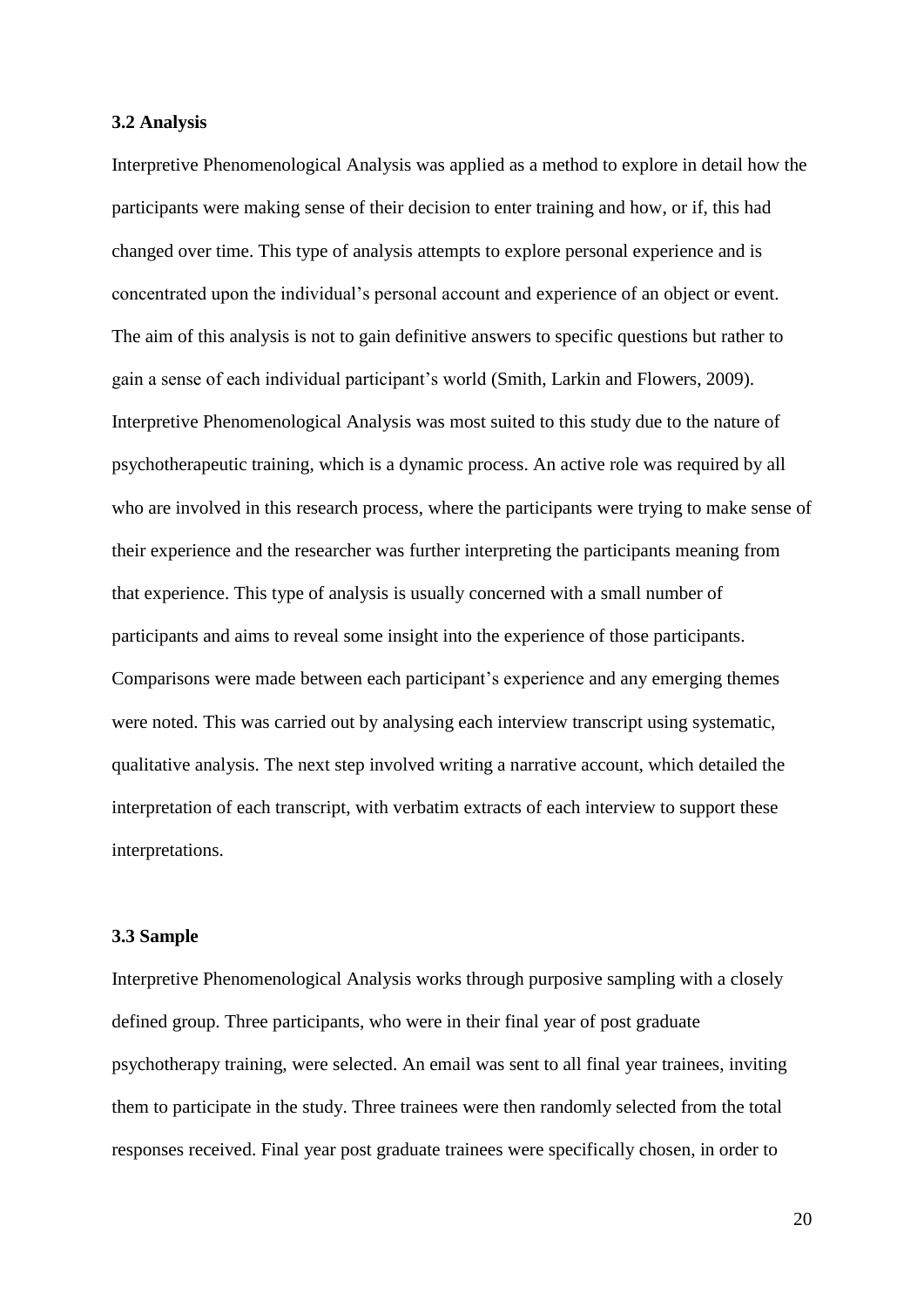### 3.2 Analysis

Interpretive Phenomenological Analysis was applied as a method to explore in detail how the participants were making sense of their decision to enter training and how, or if, this had changed over time. This type of analysis attempts to explore personal experience and is concentrated upon the individual's personal account and experience of an object or event. The aim of this analysis is not to gain definitive answers to specific questions but rather to gain a sense of each individual participant's world (Smith, Larkin and Flowers, 2009). Interpretive Phenomenological Analysis was most suited to this study due to the nature of psychotherapeutic training, which is a dynamic process. An active role was required by all who are involved in this research process, where the participants were trying to make sense of their experience and the researcher was further interpreting the participants meaning from that experience. This type of analysis is usually concerned with a small number of participants and aims to reveal some insight into the experience of those participants. Comparisons were made between each participant's experience and any emerging themes were noted. This was carried out by analysing each interview transcript using systematic, qualitative analysis. The next step involved writing a narrative account, which detailed the interpretation of each transcript, with verbatim extracts of each interview to support these interpretations.

### 3.3 Sample

Interpretive Phenomenological Analysis works through purposive sampling with a closely defined group. Three participants, who were in their final year of post graduate psychotherapy training, were selected. An email was sent to all final year trainees, inviting them to participate in the study. Three trainees were then randomly selected from the total responses received. Final year post graduate trainees were specifically chosen, in order to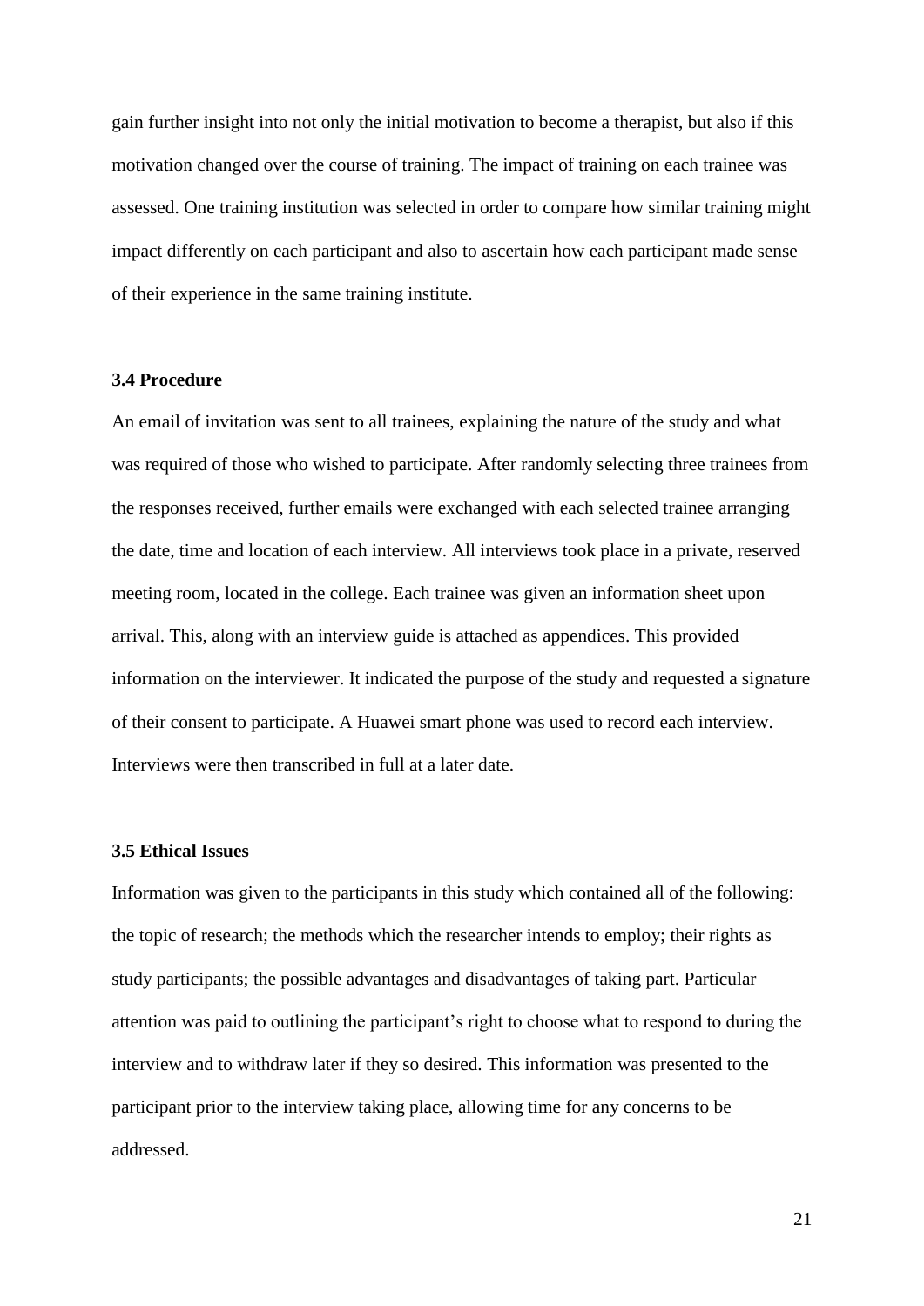gain further insight into not only the initial motivation to become a therapist, but also if this motivation changed over the course of training. The impact of training on each trainee was assessed. One training institution was selected in order to compare how similar training might impact differently on each participant and also to ascertain how each participant made sense of their experience in the same training institute.

### 3.4 Procedure

An email of invitation was sent to all trainees, explaining the nature of the study and what was required of those who wished to participate. After randomly selecting three trainees from the responses received, further emails were exchanged with each selected trainee arranging the date, time and location of each interview. All interviews took place in a private, reserved meeting room, located in the college. Each trainee was given an information sheet upon arrival. This, along with an interview guide is attached as appendices. This provided information on the interviewer. It indicated the purpose of the study and requested a signature of their consent to participate. A Huawei smart phone was used to record each interview. Interviews were then transcribed in full at a later date.

### 3.5 Ethical Issues

Information was given to the participants in this study which contained all of the following: the topic of research; the methods which the researcher intends to employ; their rights as study participants; the possible advantages and disadvantages of taking part. Particular attention was paid to outlining the participant's right to choose what to respond to during the interview and to withdraw later if they so desired. This information was presented to the participant prior to the interview taking place, allowing time for any concerns to be addressed.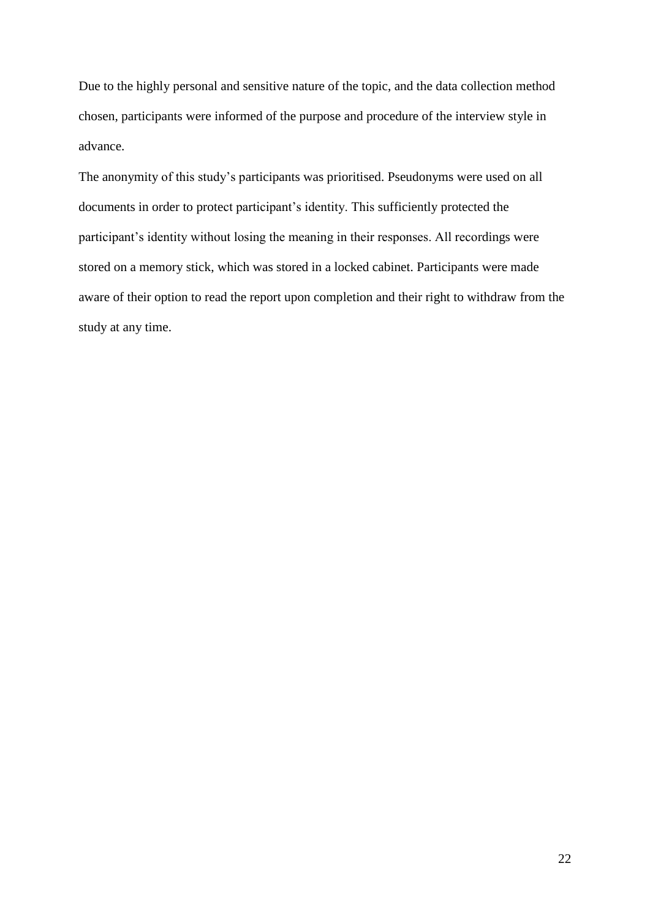Due to the highly personal and sensitive nature of the topic, and the data collection method chosen, participants were informed of the purpose and procedure of the interview style in advance.

The anonymity of this study's participants was prioritised. Pseudonyms were used on all documents in order to protect participant's identity. This sufficiently protected the participant's identity without losing the meaning in their responses. All recordings were stored on a memory stick, which was stored in a locked cabinet. Participants were made aware of their option to read the report upon completion and their right to withdraw from the study at any time.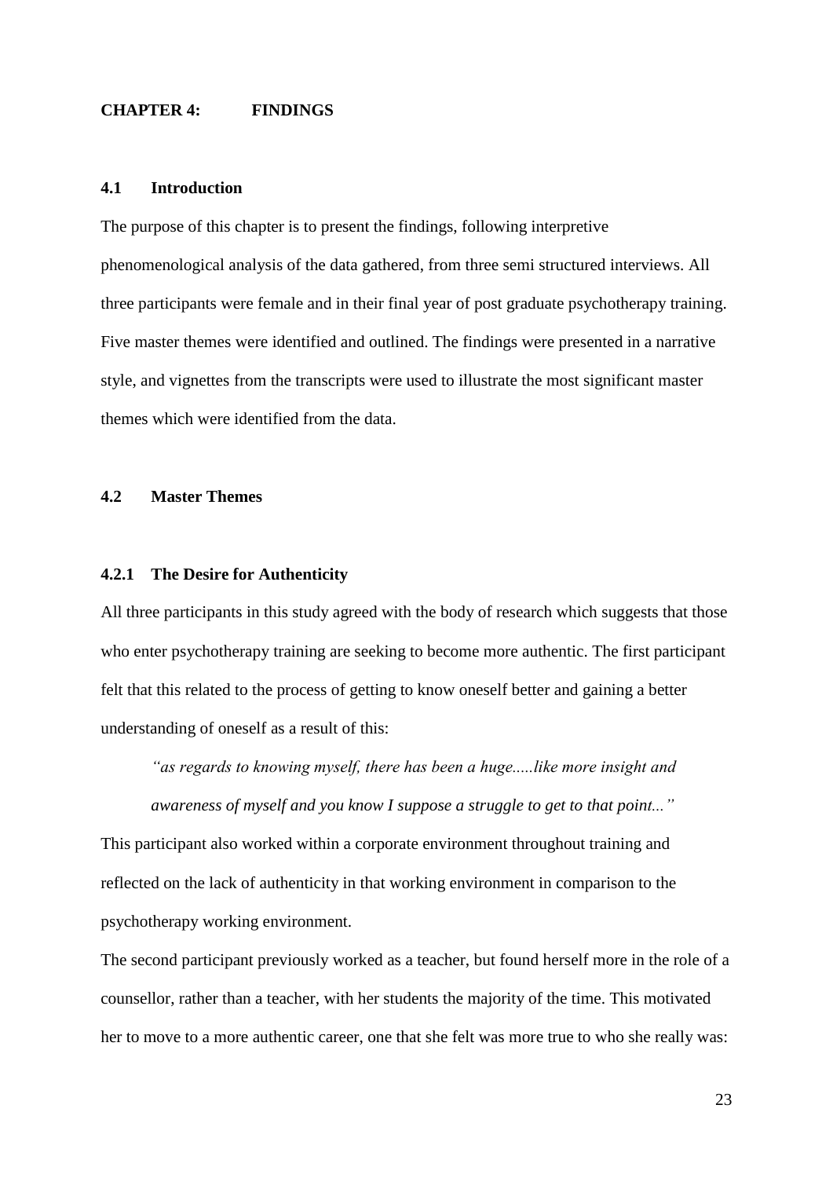# CHAPTER 4: FINDINGS

## 4.1 Introduction

The purpose of this chapter is to present the findings, following interpretive phenomenological analysis of the data gathered, from three semi structured interviews. All three participants were female and in their final year of post graduate psychotherapy training. Five master themes were identified and outlined. The findings were presented in a narrative style, and vignettes from the transcripts were used to illustrate the most significant master themes which were identified from the data.

## 4.2 Master Themes

### 4.2.1 The Desire for Authenticity

All three participants in this study agreed with the body of research which suggests that those who enter psychotherapy training are seeking to become more authentic. The first participant felt that this related to the process of getting to know oneself better and gaining a better understanding of oneself as a result of this:

> *"as regards to knowing myself, there has been a huge.....like more insight and awareness of myself and you know I suppose a struggle to get to that point..."*

This participant also worked within a corporate environment throughout training and reflected on the lack of authenticity in that working environment in comparison to the psychotherapy working environment.

The second participant previously worked as a teacher, but found herself more in the role of a counsellor, rather than a teacher, with her students the majority of the time. This motivated her to move to a more authentic career, one that she felt was more true to who she really was: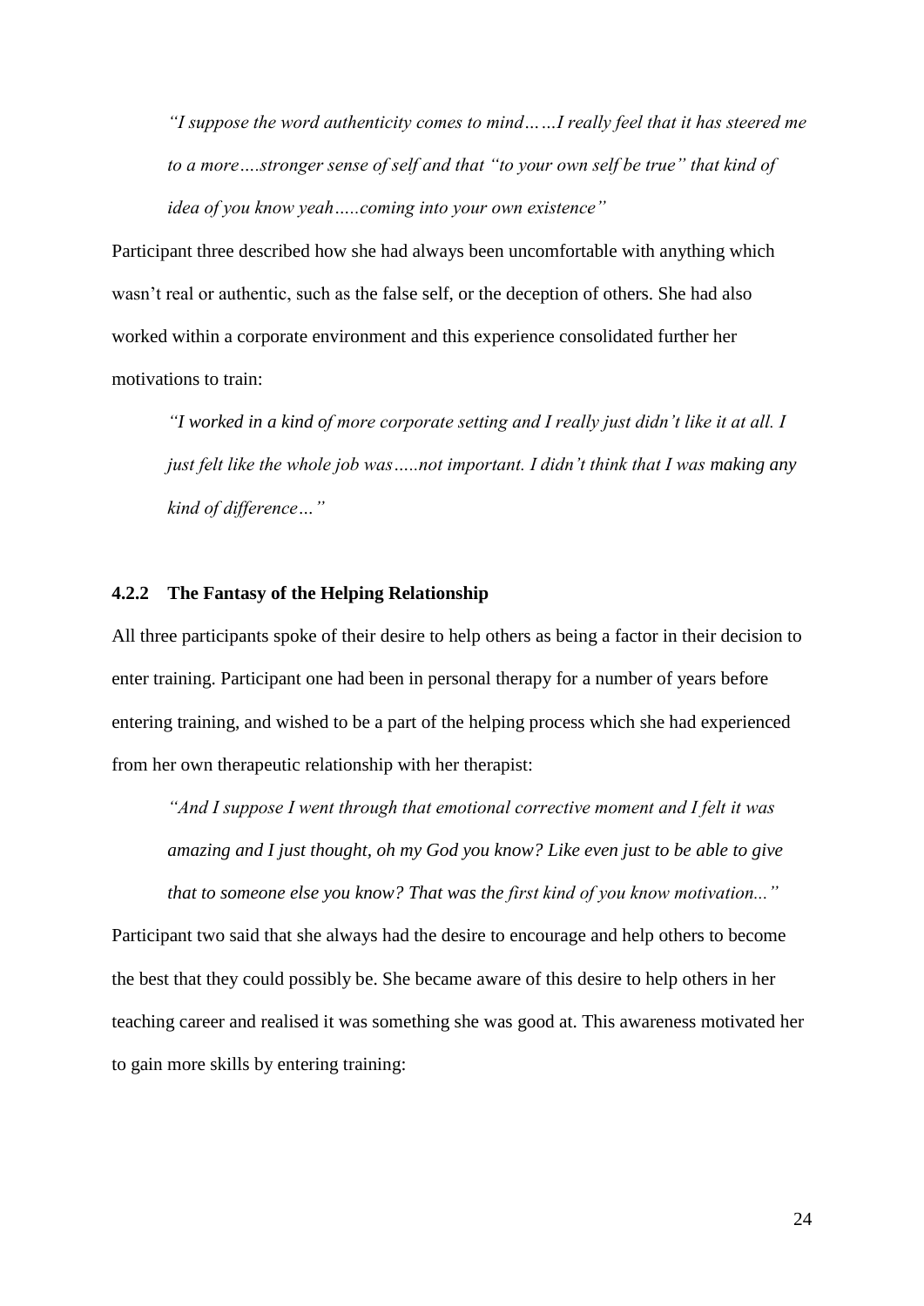*"I suppose the word authenticity comes to mind……I really feel that it has steered me to a more….stronger sense of self and that "to your own self be true" that kind of idea of you know yeah…..coming into your own existence"*

Participant three described how she had always been uncomfortable with anything which wasn't real or authentic, such as the false self, or the deception of others. She had also worked within a corporate environment and this experience consolidated further her motivations to train:

*"I worked in a kind of more corporate setting and I really just didn't like it at all. I just felt like the whole job was…..not important. I didn't think that I was making any kind of difference…"*

### 4.2.2 The Fantasy of the Helping Relationship

All three participants spoke of their desire to help others as being a factor in their decision to enter training. Participant one had been in personal therapy for a number of years before entering training, and wished to be a part of the helping process which she had experienced from her own therapeutic relationship with her therapist:

*"And I suppose I went through that emotional corrective moment and I felt it was amazing and I just thought, oh my God you know? Like even just to be able to give that to someone else you know? That was the first kind of you know motivation..."*

Participant two said that she always had the desire to encourage and help others to become the best that they could possibly be. She became aware of this desire to help others in her teaching career and realised it was something she was good at. This awareness motivated her to gain more skills by entering training: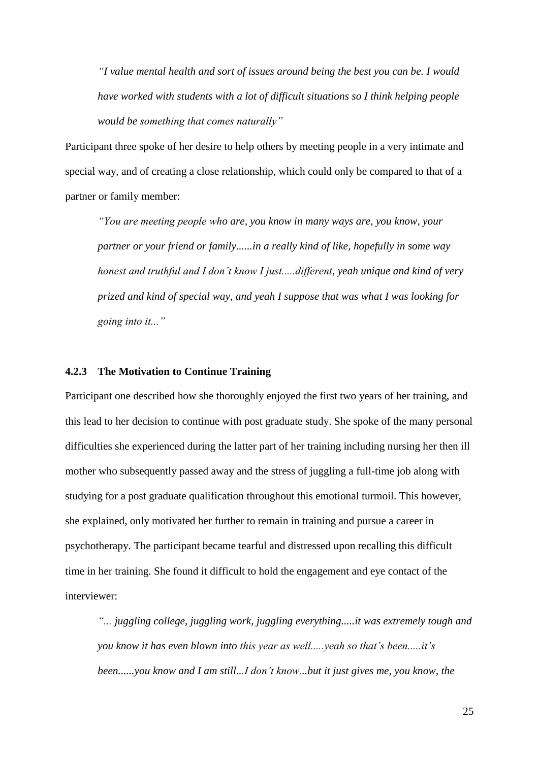*"I value mental health and sort of issues around being the best you can be. I would have worked with students with a lot of difficult situations so I think helping people would be something that comes naturally"*

Participant three spoke of her desire to help others by meeting people in a very intimate and special way, and of creating a close relationship, which could only be compared to that of a partner or family member:

*"You are meeting people who are, you know in many ways are, you know, your partner or your friend or family......in a really kind of like, hopefully in some way honest and truthful and I don't know I just.....different, yeah unique and kind of very prized and kind of special way, and yeah I suppose that was what I was looking for going into it..."*

### 4.2.3 The Motivation to Continue Training

Participant one described how she thoroughly enjoyed the first two years of her training, and this lead to her decision to continue with post graduate study. She spoke of the many personal difficulties she experienced during the latter part of her training including nursing her then ill mother who subsequently passed away and the stress of juggling a full-time job along with studying for a post graduate qualification throughout this emotional turmoil. This however, she explained, only motivated her further to remain in training and pursue a career in psychotherapy. The participant became tearful and distressed upon recalling this difficult time in her training. She found it difficult to hold the engagement and eye contact of the interviewer:

*"... juggling college, juggling work, juggling everything.....it was extremely tough and you know it has even blown into this year as well.....yeah so that's been.....it's been......you know and I am still...I don't know...but it just gives me, you know, the*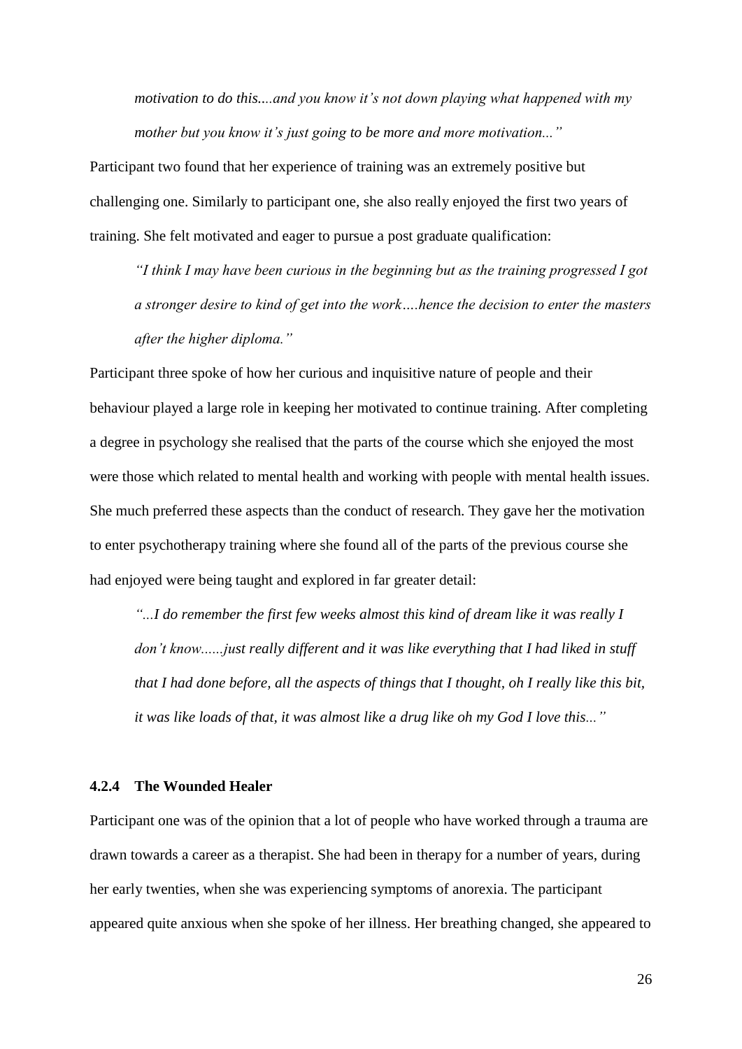*motivation to do this....and you know it's not down playing what happened with my mother but you know it's just going to be more and more motivation..."*

Participant two found that her experience of training was an extremely positive but challenging one. Similarly to participant one, she also really enjoyed the first two years of training. She felt motivated and eager to pursue a post graduate qualification:

> *"I think I may have been curious in the beginning but as the training progressed I got a stronger desire to kind of get into the work….hence the decision to enter the masters after the higher diploma."*

Participant three spoke of how her curious and inquisitive nature of people and their behaviour played a large role in keeping her motivated to continue training. After completing a degree in psychology she realised that the parts of the course which she enjoyed the most were those which related to mental health and working with people with mental health issues. She much preferred these aspects than the conduct of research. They gave her the motivation to enter psychotherapy training where she found all of the parts of the previous course she had enjoyed were being taught and explored in far greater detail:

> *"...I do remember the first few weeks almost this kind of dream like it was really I don't know......just really different and it was like everything that I had liked in stuff that I had done before, all the aspects of things that I thought, oh I really like this bit, it was like loads of that, it was almost like a drug like oh my God I love this..."*

#### 4.2.4 The Wounded Healer

Participant one was of the opinion that a lot of people who have worked through a trauma are drawn towards a career as a therapist. She had been in therapy for a number of years, during her early twenties, when she was experiencing symptoms of anorexia. The participant appeared quite anxious when she spoke of her illness. Her breathing changed, she appeared to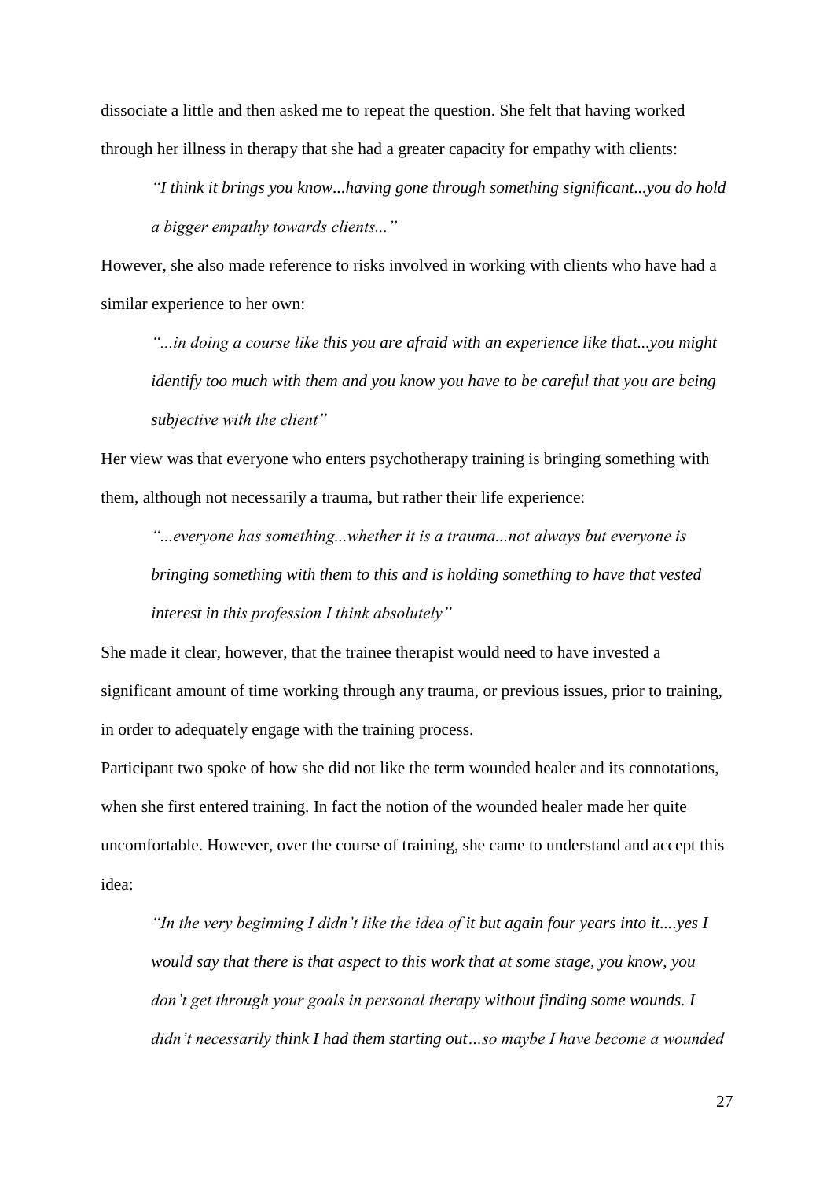dissociate a little and then asked me to repeat the question. She felt that having worked through her illness in therapy that she had a greater capacity for empathy with clients:

> *"I think it brings you know...having gone through something significant...you do hold a bigger empathy towards clients..."*

However, she also made reference to risks involved in working with clients who have had a similar experience to her own:

> *"...in doing a course like this you are afraid with an experience like that...you might identify too much with them and you know you have to be careful that you are being subjective with the client"*

Her view was that everyone who enters psychotherapy training is bringing something with them, although not necessarily a trauma, but rather their life experience:

> *"...everyone has something...whether it is a trauma...not always but everyone is bringing something with them to this and is holding something to have that vested interest in this profession I think absolutely"*

She made it clear, however, that the trainee therapist would need to have invested a significant amount of time working through any trauma, or previous issues, prior to training, in order to adequately engage with the training process.

Participant two spoke of how she did not like the term wounded healer and its connotations, when she first entered training. In fact the notion of the wounded healer made her quite uncomfortable. However, over the course of training, she came to understand and accept this idea:

> *"In the very beginning I didn't like the idea of it but again four years into it....yes I would say that there is that aspect to this work that at some stage, you know, you don't get through your goals in personal therapy without finding some wounds. I didn't necessarily think I had them starting out…so maybe I have become a wounded*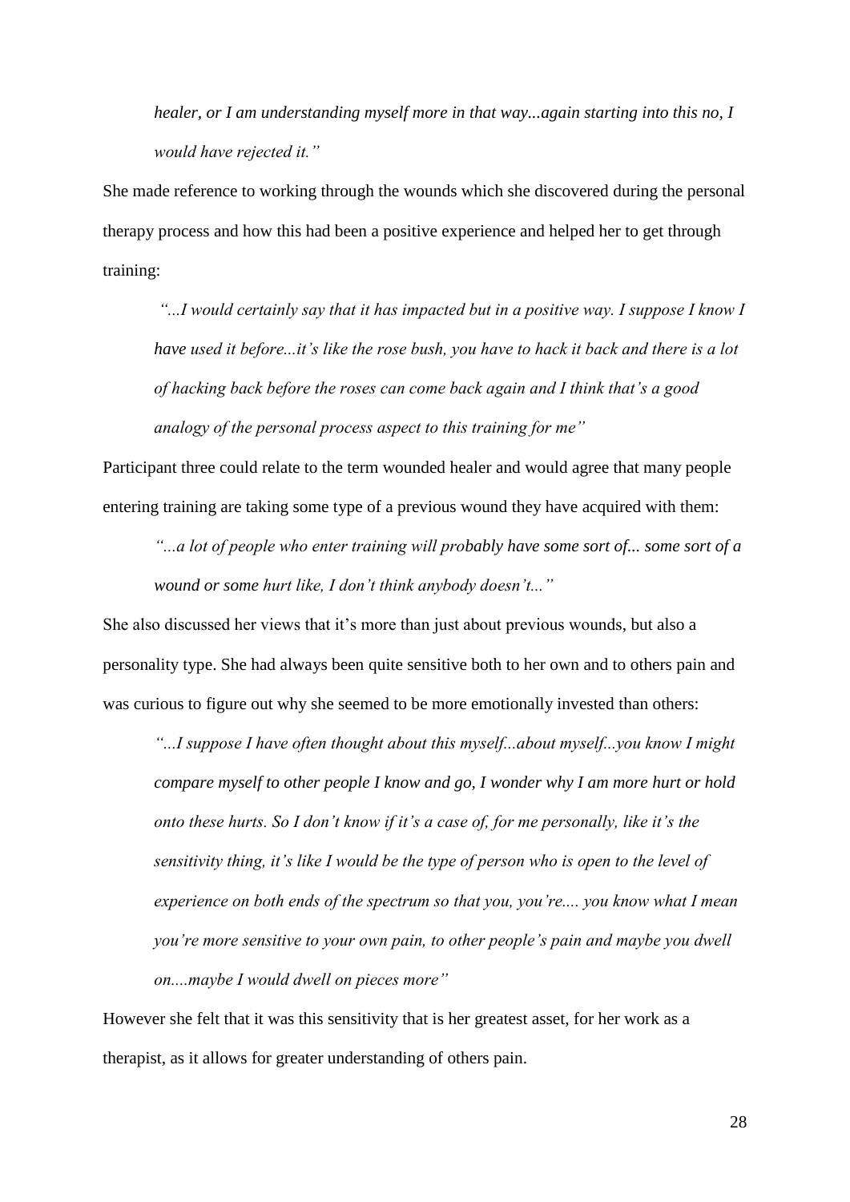*healer, or I am understanding myself more in that way...again starting into this no, I would have rejected it."*

She made reference to working through the wounds which she discovered during the personal therapy process and how this had been a positive experience and helped her to get through training:

> *"...I would certainly say that it has impacted but in a positive way. I suppose I know I have used it before...it's like the rose bush, you have to hack it back and there is a lot of hacking back before the roses can come back again and I think that's a good analogy of the personal process aspect to this training for me"*

Participant three could relate to the term wounded healer and would agree that many people entering training are taking some type of a previous wound they have acquired with them:

> *"...a lot of people who enter training will probably have some sort of... some sort of a wound or some hurt like, I don't think anybody doesn't..."*

She also discussed her views that it's more than just about previous wounds, but also a personality type. She had always been quite sensitive both to her own and to others pain and was curious to figure out why she seemed to be more emotionally invested than others:

> *"...I suppose I have often thought about this myself...about myself...you know I might compare myself to other people I know and go, I wonder why I am more hurt or hold onto these hurts. So I don't know if it's a case of, for me personally, like it's the sensitivity thing, it's like I would be the type of person who is open to the level of experience on both ends of the spectrum so that you, you're.... you know what I mean you're more sensitive to your own pain, to other people's pain and maybe you dwell on....maybe I would dwell on pieces more"*

However she felt that it was this sensitivity that is her greatest asset, for her work as a therapist, as it allows for greater understanding of others pain.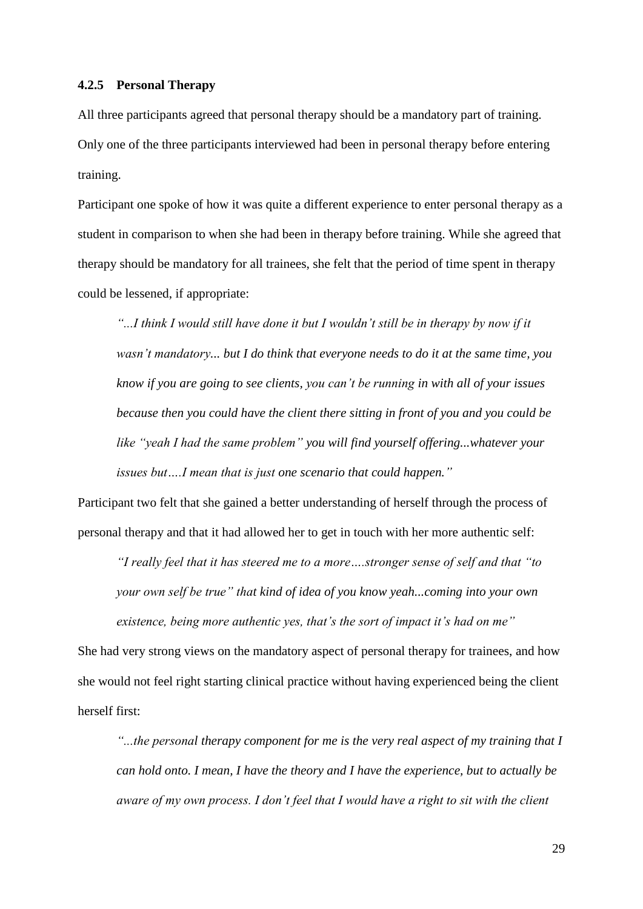### 4.2.5 Personal Therapy

All three participants agreed that personal therapy should be a mandatory part of training. Only one of the three participants interviewed had been in personal therapy before entering training.

Participant one spoke of how it was quite a different experience to enter personal therapy as a student in comparison to when she had been in therapy before training. While she agreed that therapy should be mandatory for all trainees, she felt that the period of time spent in therapy could be lessened, if appropriate:

> *"...I think I would still have done it but I wouldn't still be in therapy by now if it wasn't mandatory... but I do think that everyone needs to do it at the same time, you know if you are going to see clients, you can't be running in with all of your issues because then you could have the client there sitting in front of you and you could be like "yeah I had the same problem" you will find yourself offering...whatever your issues but….I mean that is just one scenario that could happen."*

Participant two felt that she gained a better understanding of herself through the process of personal therapy and that it had allowed her to get in touch with her more authentic self:

> *"I really feel that it has steered me to a more….stronger sense of self and that "to your own self be true" that kind of idea of you know yeah...coming into your own existence, being more authentic yes, that's the sort of impact it's had on me"*

She had very strong views on the mandatory aspect of personal therapy for trainees, and how she would not feel right starting clinical practice without having experienced being the client herself first:

> *"...the personal therapy component for me is the very real aspect of my training that I can hold onto. I mean, I have the theory and I have the experience, but to actually be aware of my own process. I don't feel that I would have a right to sit with the client*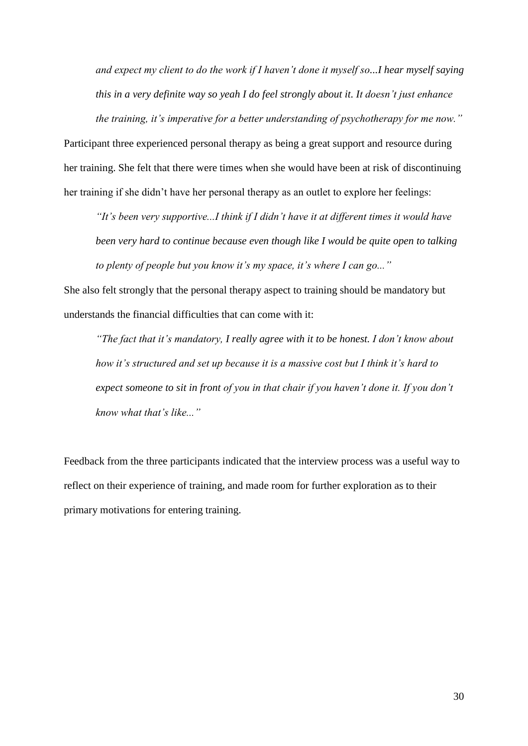*and expect my client to do the work if I haven't done it myself so...I hear myself saying this in a very definite way so yeah I do feel strongly about it. It doesn't just enhance the training, it's imperative for a better understanding of psychotherapy for me now."*

Participant three experienced personal therapy as being a great support and resource during her training. She felt that there were times when she would have been at risk of discontinuing her training if she didn't have her personal therapy as an outlet to explore her feelings:

*"It's been very supportive...I think if I didn't have it at different times it would have been very hard to continue because even though like I would be quite open to talking to plenty of people but you know it's my space, it's where I can go..."*

She also felt strongly that the personal therapy aspect to training should be mandatory but understands the financial difficulties that can come with it:

*"The fact that it's mandatory, I really agree with it to be honest. I don't know about how it's structured and set up because it is a massive cost but I think it's hard to expect someone to sit in front of you in that chair if you haven't done it. If you don't know what that's like..."*

Feedback from the three participants indicated that the interview process was a useful way to reflect on their experience of training, and made room for further exploration as to their primary motivations for entering training.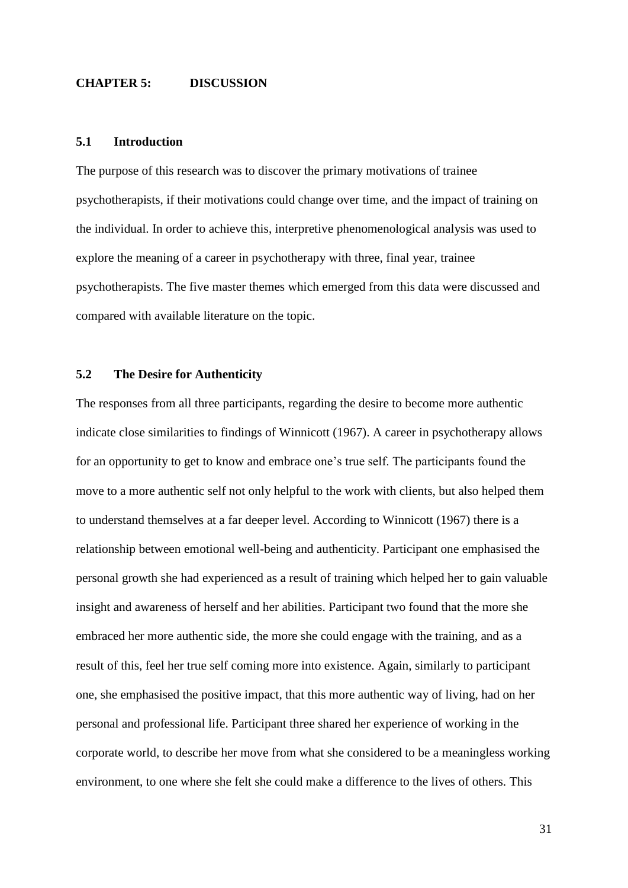# CHAPTER 5: DISCUSSION

## 5.1 Introduction

The purpose of this research was to discover the primary motivations of trainee psychotherapists, if their motivations could change over time, and the impact of training on the individual. In order to achieve this, interpretive phenomenological analysis was used to explore the meaning of a career in psychotherapy with three, final year, trainee psychotherapists. The five master themes which emerged from this data were discussed and compared with available literature on the topic.

## 5.2 The Desire for Authenticity

The responses from all three participants, regarding the desire to become more authentic indicate close similarities to findings of Winnicott (1967). A career in psychotherapy allows for an opportunity to get to know and embrace one's true self. The participants found the move to a more authentic self not only helpful to the work with clients, but also helped them to understand themselves at a far deeper level. According to Winnicott (1967) there is a relationship between emotional well-being and authenticity. Participant one emphasised the personal growth she had experienced as a result of training which helped her to gain valuable insight and awareness of herself and her abilities. Participant two found that the more she embraced her more authentic side, the more she could engage with the training, and as a result of this, feel her true self coming more into existence. Again, similarly to participant one, she emphasised the positive impact, that this more authentic way of living, had on her personal and professional life. Participant three shared her experience of working in the corporate world, to describe her move from what she considered to be a meaningless working environment, to one where she felt she could make a difference to the lives of others. This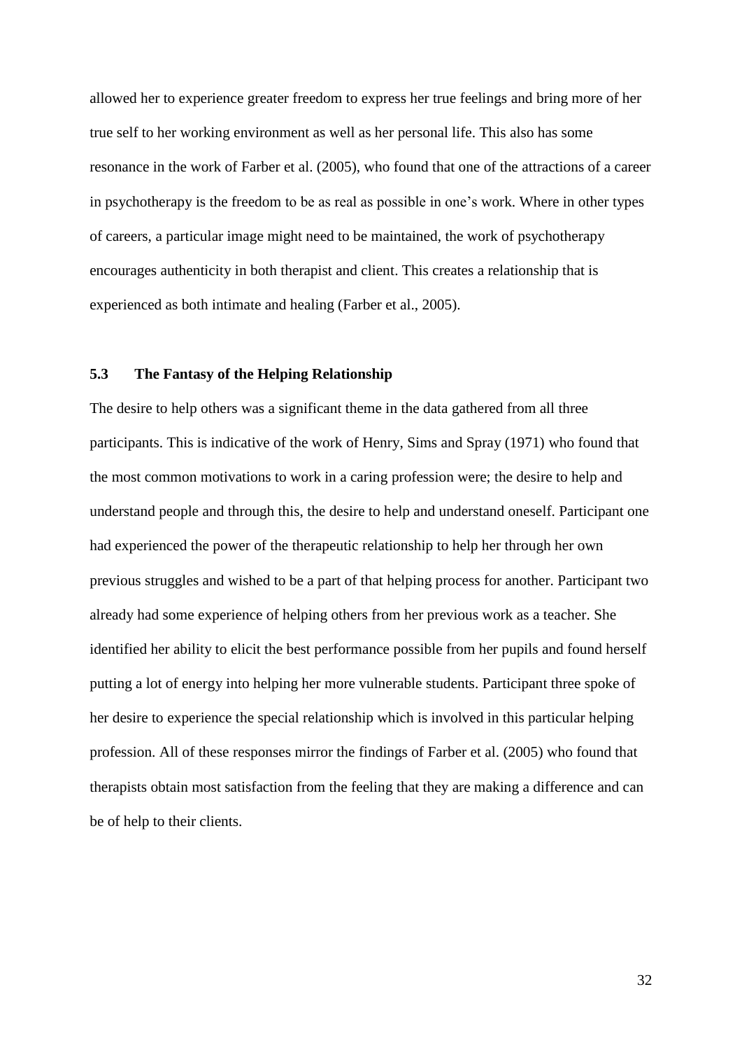allowed her to experience greater freedom to express her true feelings and bring more of her true self to her working environment as well as her personal life. This also has some resonance in the work of Farber et al. (2005), who found that one of the attractions of a career in psychotherapy is the freedom to be as real as possible in one's work. Where in other types of careers, a particular image might need to be maintained, the work of psychotherapy encourages authenticity in both therapist and client. This creates a relationship that is experienced as both intimate and healing (Farber et al., 2005).

## 5.3 The Fantasy of the Helping Relationship

The desire to help others was a significant theme in the data gathered from all three participants. This is indicative of the work of Henry, Sims and Spray (1971) who found that the most common motivations to work in a caring profession were; the desire to help and understand people and through this, the desire to help and understand oneself. Participant one had experienced the power of the therapeutic relationship to help her through her own previous struggles and wished to be a part of that helping process for another. Participant two already had some experience of helping others from her previous work as a teacher. She identified her ability to elicit the best performance possible from her pupils and found herself putting a lot of energy into helping her more vulnerable students. Participant three spoke of her desire to experience the special relationship which is involved in this particular helping profession. All of these responses mirror the findings of Farber et al. (2005) who found that therapists obtain most satisfaction from the feeling that they are making a difference and can be of help to their clients.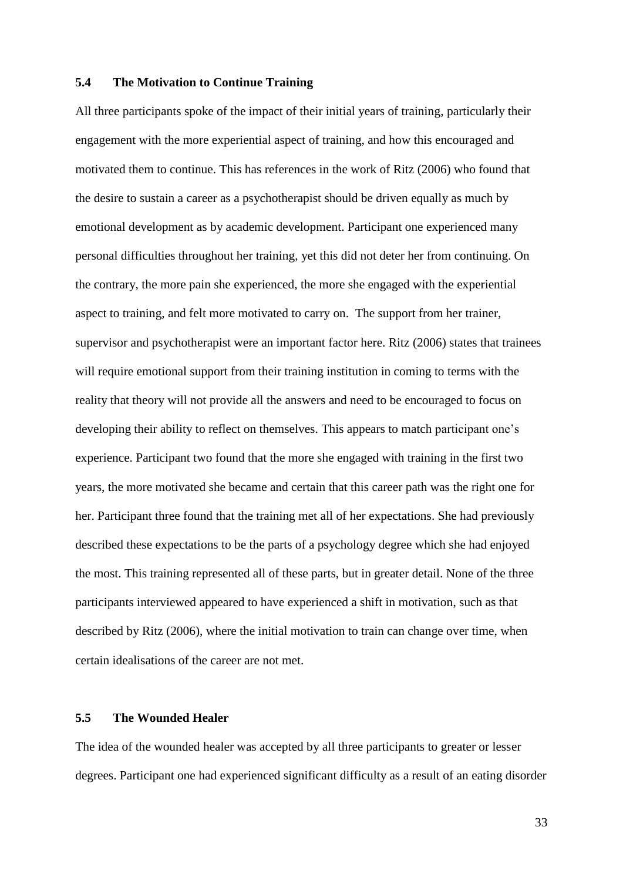### 5.4 The Motivation to Continue Training

All three participants spoke of the impact of their initial years of training, particularly their engagement with the more experiential aspect of training, and how this encouraged and motivated them to continue. This has references in the work of Ritz (2006) who found that the desire to sustain a career as a psychotherapist should be driven equally as much by emotional development as by academic development. Participant one experienced many personal difficulties throughout her training, yet this did not deter her from continuing. On the contrary, the more pain she experienced, the more she engaged with the experiential aspect to training, and felt more motivated to carry on. The support from her trainer, supervisor and psychotherapist were an important factor here. Ritz (2006) states that trainees will require emotional support from their training institution in coming to terms with the reality that theory will not provide all the answers and need to be encouraged to focus on developing their ability to reflect on themselves. This appears to match participant one's experience. Participant two found that the more she engaged with training in the first two years, the more motivated she became and certain that this career path was the right one for her. Participant three found that the training met all of her expectations. She had previously described these expectations to be the parts of a psychology degree which she had enjoyed the most. This training represented all of these parts, but in greater detail. None of the three participants interviewed appeared to have experienced a shift in motivation, such as that described by Ritz (2006), where the initial motivation to train can change over time, when certain idealisations of the career are not met.

### 5.5 The Wounded Healer

The idea of the wounded healer was accepted by all three participants to greater or lesser degrees. Participant one had experienced significant difficulty as a result of an eating disorder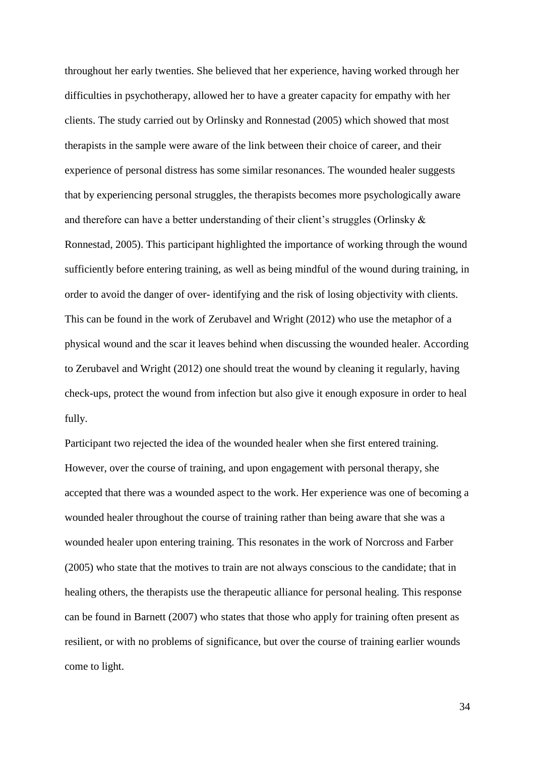throughout her early twenties. She believed that her experience, having worked through her difficulties in psychotherapy, allowed her to have a greater capacity for empathy with her clients. The study carried out by Orlinsky and Ronnestad (2005) which showed that most therapists in the sample were aware of the link between their choice of career, and their experience of personal distress has some similar resonances. The wounded healer suggests that by experiencing personal struggles, the therapists becomes more psychologically aware and therefore can have a better understanding of their client's struggles (Orlinsky & Ronnestad, 2005). This participant highlighted the importance of working through the wound sufficiently before entering training, as well as being mindful of the wound during training, in order to avoid the danger of over- identifying and the risk of losing objectivity with clients. This can be found in the work of Zerubavel and Wright (2012) who use the metaphor of a physical wound and the scar it leaves behind when discussing the wounded healer. According to Zerubavel and Wright (2012) one should treat the wound by cleaning it regularly, having check-ups, protect the wound from infection but also give it enough exposure in order to heal fully.

Participant two rejected the idea of the wounded healer when she first entered training. However, over the course of training, and upon engagement with personal therapy, she accepted that there was a wounded aspect to the work. Her experience was one of becoming a wounded healer throughout the course of training rather than being aware that she was a wounded healer upon entering training. This resonates in the work of Norcross and Farber (2005) who state that the motives to train are not always conscious to the candidate; that in healing others, the therapists use the therapeutic alliance for personal healing. This response can be found in Barnett (2007) who states that those who apply for training often present as resilient, or with no problems of significance, but over the course of training earlier wounds come to light.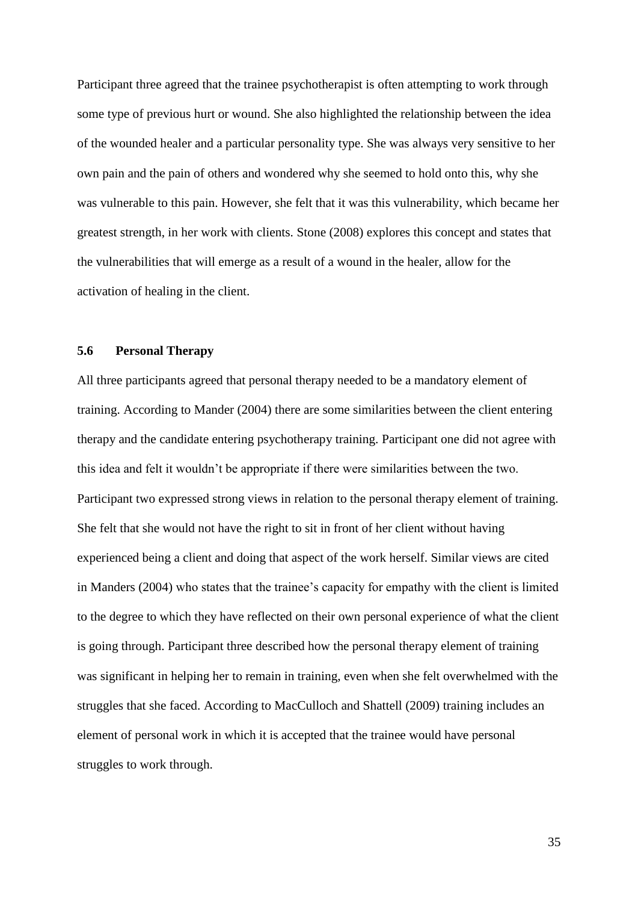Participant three agreed that the trainee psychotherapist is often attempting to work through some type of previous hurt or wound. She also highlighted the relationship between the idea of the wounded healer and a particular personality type. She was always very sensitive to her own pain and the pain of others and wondered why she seemed to hold onto this, why she was vulnerable to this pain. However, she felt that it was this vulnerability, which became her greatest strength, in her work with clients. Stone (2008) explores this concept and states that the vulnerabilities that will emerge as a result of a wound in the healer, allow for the activation of healing in the client.

### 5.6 Personal Therapy

All three participants agreed that personal therapy needed to be a mandatory element of training. According to Mander (2004) there are some similarities between the client entering therapy and the candidate entering psychotherapy training. Participant one did not agree with this idea and felt it wouldn't be appropriate if there were similarities between the two. Participant two expressed strong views in relation to the personal therapy element of training. She felt that she would not have the right to sit in front of her client without having experienced being a client and doing that aspect of the work herself. Similar views are cited in Manders (2004) who states that the trainee's capacity for empathy with the client is limited to the degree to which they have reflected on their own personal experience of what the client is going through. Participant three described how the personal therapy element of training was significant in helping her to remain in training, even when she felt overwhelmed with the struggles that she faced. According to MacCulloch and Shattell (2009) training includes an element of personal work in which it is accepted that the trainee would have personal struggles to work through.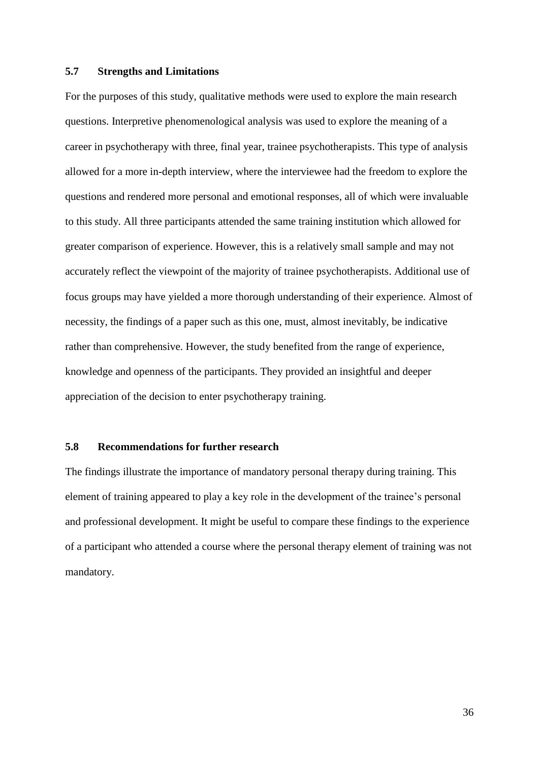## 5.7 Strengths and Limitations

For the purposes of this study, qualitative methods were used to explore the main research questions. Interpretive phenomenological analysis was used to explore the meaning of a career in psychotherapy with three, final year, trainee psychotherapists. This type of analysis allowed for a more in-depth interview, where the interviewee had the freedom to explore the questions and rendered more personal and emotional responses, all of which were invaluable to this study. All three participants attended the same training institution which allowed for greater comparison of experience. However, this is a relatively small sample and may not accurately reflect the viewpoint of the majority of trainee psychotherapists. Additional use of focus groups may have yielded a more thorough understanding of their experience. Almost of necessity, the findings of a paper such as this one, must, almost inevitably, be indicative rather than comprehensive. However, the study benefited from the range of experience, knowledge and openness of the participants. They provided an insightful and deeper appreciation of the decision to enter psychotherapy training.

## 5.8 Recommendations for further research

The findings illustrate the importance of mandatory personal therapy during training. This element of training appeared to play a key role in the development of the trainee's personal and professional development. It might be useful to compare these findings to the experience of a participant who attended a course where the personal therapy element of training was not mandatory.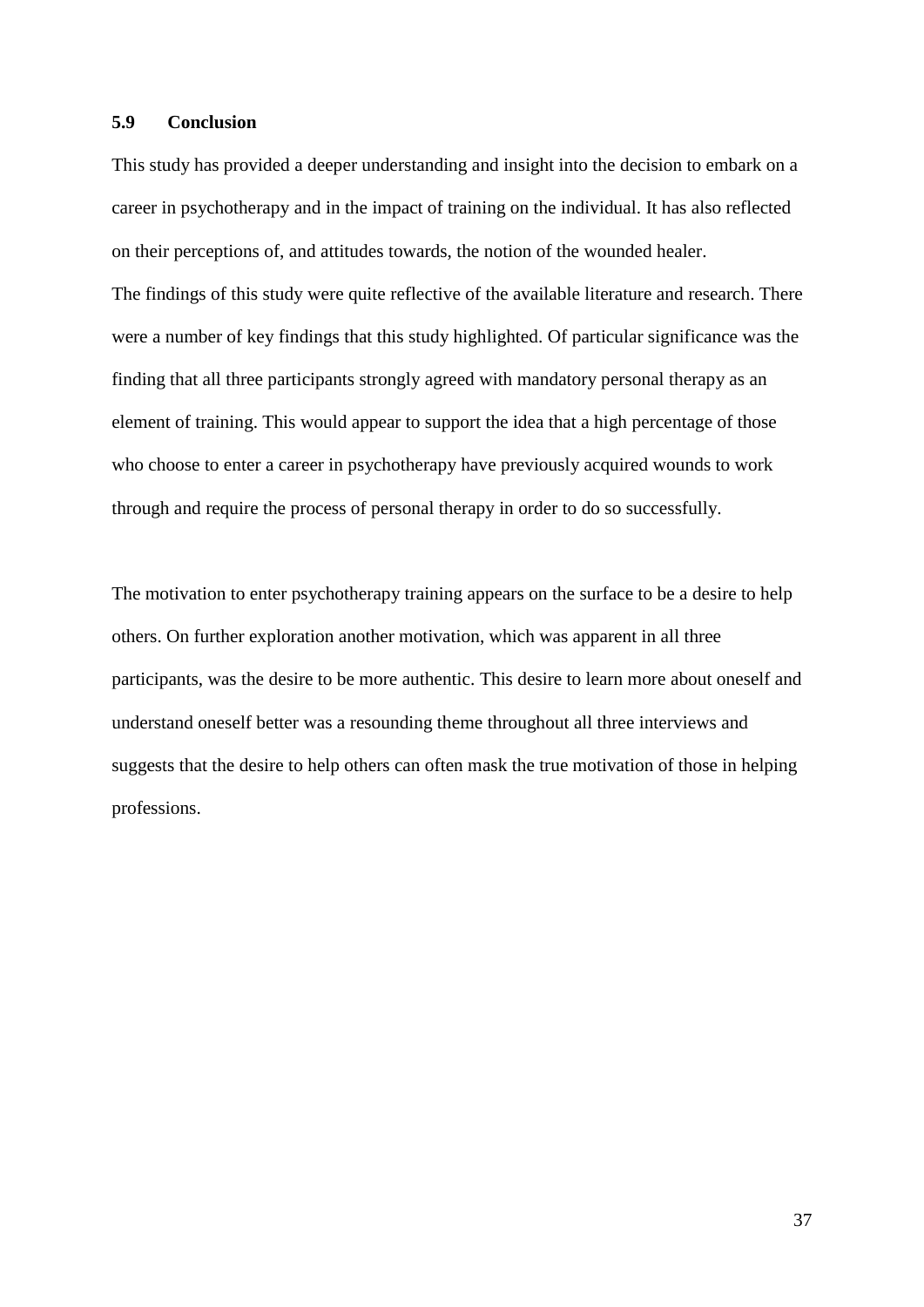## 5.9 Conclusion

This study has provided a deeper understanding and insight into the decision to embark on a career in psychotherapy and in the impact of training on the individual. It has also reflected on their perceptions of, and attitudes towards, the notion of the wounded healer.
The findings of this study were quite reflective of the available literature and research. There were a number of key findings that this study highlighted. Of particular significance was the finding that all three participants strongly agreed with mandatory personal therapy as an element of training. This would appear to support the idea that a high percentage of those who choose to enter a career in psychotherapy have previously acquired wounds to work through and require the process of personal therapy in order to do so successfully.

The motivation to enter psychotherapy training appears on the surface to be a desire to help others. On further exploration another motivation, which was apparent in all three participants, was the desire to be more authentic. This desire to learn more about oneself and understand oneself better was a resounding theme throughout all three interviews and suggests that the desire to help others can often mask the true motivation of those in helping professions.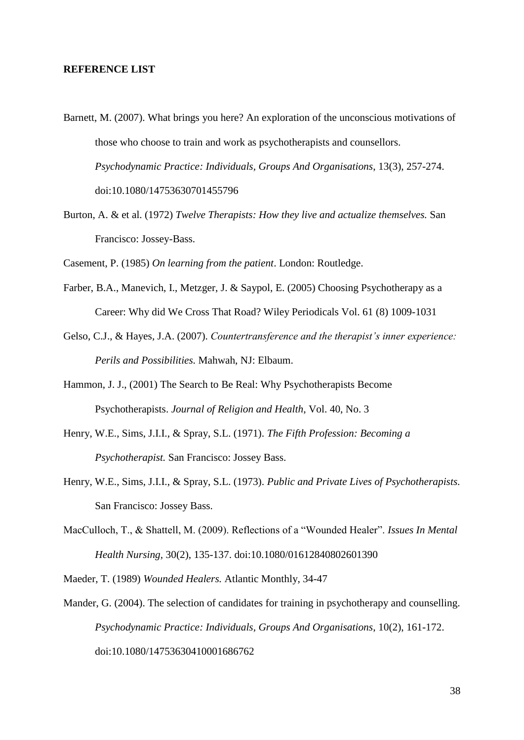**REFERENCE LIST**

Barnett, M. (2007). What brings you here? An exploration of the unconscious motivations of those who choose to train and work as psychotherapists and counsellors. *Psychodynamic Practice: Individuals, Groups And Organisations*, 13(3), 257-274. doi:10.1080/14753630701455796

Burton, A. & et al. (1972) *Twelve Therapists: How they live and actualize themselves.* San Francisco: Jossey-Bass.

Casement, P. (1985) *On learning from the patient*. London: Routledge.

Farber, B.A., Manevich, I., Metzger, J. & Saypol, E. (2005) Choosing Psychotherapy as a Career: Why did We Cross That Road? Wiley Periodicals Vol. 61 (8) 1009-1031

Gelso, C.J., & Hayes, J.A. (2007). *Countertransference and the therapist's inner experience: Perils and Possibilities.* Mahwah, NJ: Elbaum.

Hammon, J. J., (2001) The Search to Be Real: Why Psychotherapists Become Psychotherapists. *Journal of Religion and Health*, Vol. 40, No. 3

Henry, W.E., Sims, J.I.I., & Spray, S.L. (1971). *The Fifth Profession: Becoming a Psychotherapist.* San Francisco: Jossey Bass.

Henry, W.E., Sims, J.I.I., & Spray, S.L. (1973). *Public and Private Lives of Psychotherapists.* San Francisco: Jossey Bass.

MacCulloch, T., & Shattell, M. (2009). Reflections of a "Wounded Healer". *Issues In Mental Health Nursing*, 30(2), 135-137. doi:10.1080/01612840802601390

Maeder, T. (1989) *Wounded Healers.* Atlantic Monthly, 34-47

Mander, G. (2004). The selection of candidates for training in psychotherapy and counselling. *Psychodynamic Practice: Individuals, Groups And Organisations*, 10(2), 161-172. doi:10.1080/14753630410001686762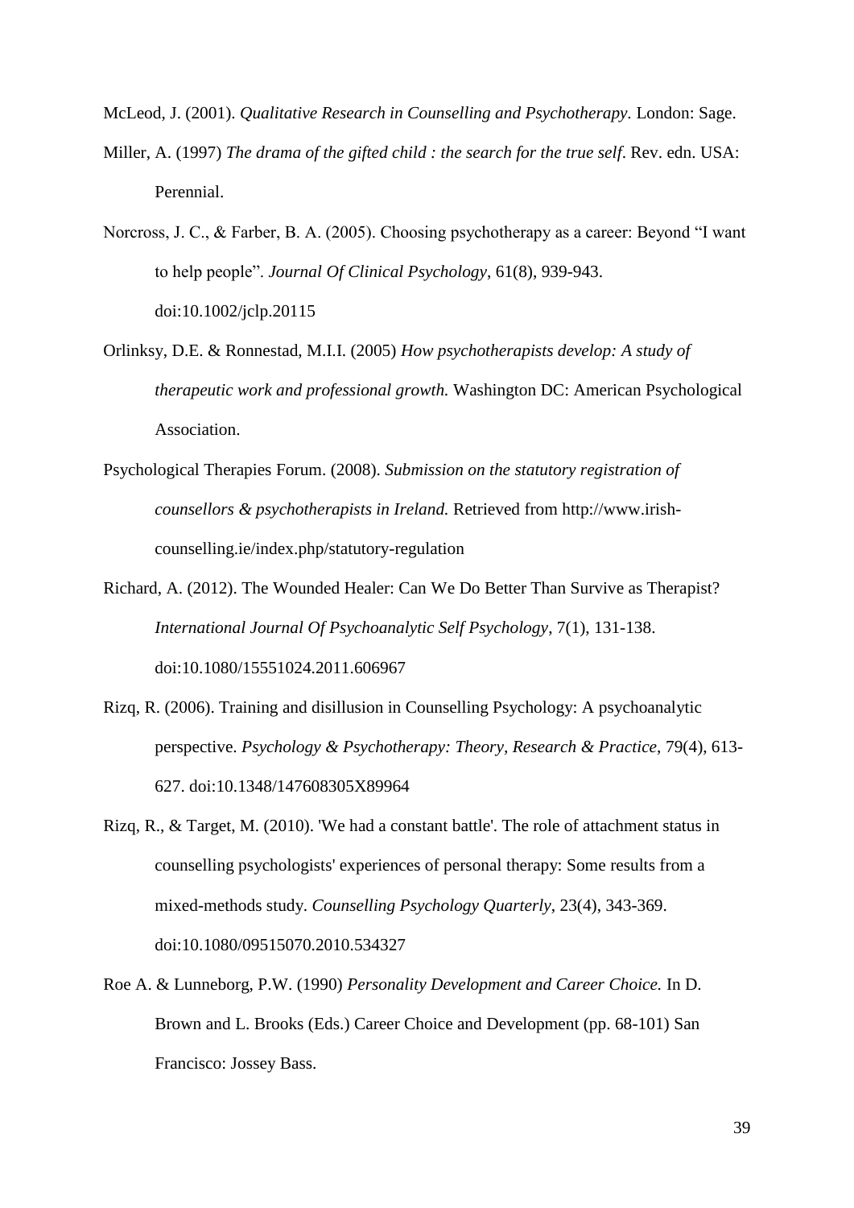McLeod, J. (2001). *Qualitative Research in Counselling and Psychotherapy.* London: Sage.

Miller, A. (1997) *The drama of the gifted child : the search for the true self*. Rev. edn. USA: Perennial.

Norcross, J. C., & Farber, B. A. (2005). Choosing psychotherapy as a career: Beyond "I want to help people". *Journal Of Clinical Psychology*, 61(8), 939-943. doi:10.1002/jclp.20115

Orlinksy, D.E. & Ronnestad, M.I.I. (2005) *How psychotherapists develop: A study of therapeutic work and professional growth.* Washington DC: American Psychological Association.

Psychological Therapies Forum. (2008). *Submission on the statutory registration of counsellors & psychotherapists in Ireland.* Retrieved from http://www.irish-counselling.ie/index.php/statutory-regulation

Richard, A. (2012). The Wounded Healer: Can We Do Better Than Survive as Therapist? *International Journal Of Psychoanalytic Self Psychology*, 7(1), 131-138. doi:10.1080/15551024.2011.606967

Rizq, R. (2006). Training and disillusion in Counselling Psychology: A psychoanalytic perspective. *Psychology & Psychotherapy: Theory, Research & Practice*, 79(4), 613-627. doi:10.1348/147608305X89964

Rizq, R., & Target, M. (2010). 'We had a constant battle'. The role of attachment status in counselling psychologists' experiences of personal therapy: Some results from a mixed-methods study. *Counselling Psychology Quarterly*, 23(4), 343-369. doi:10.1080/09515070.2010.534327

Roe A. & Lunneborg, P.W. (1990) *Personality Development and Career Choice.* In D. Brown and L. Brooks (Eds.) Career Choice and Development (pp. 68-101) San Francisco: Jossey Bass.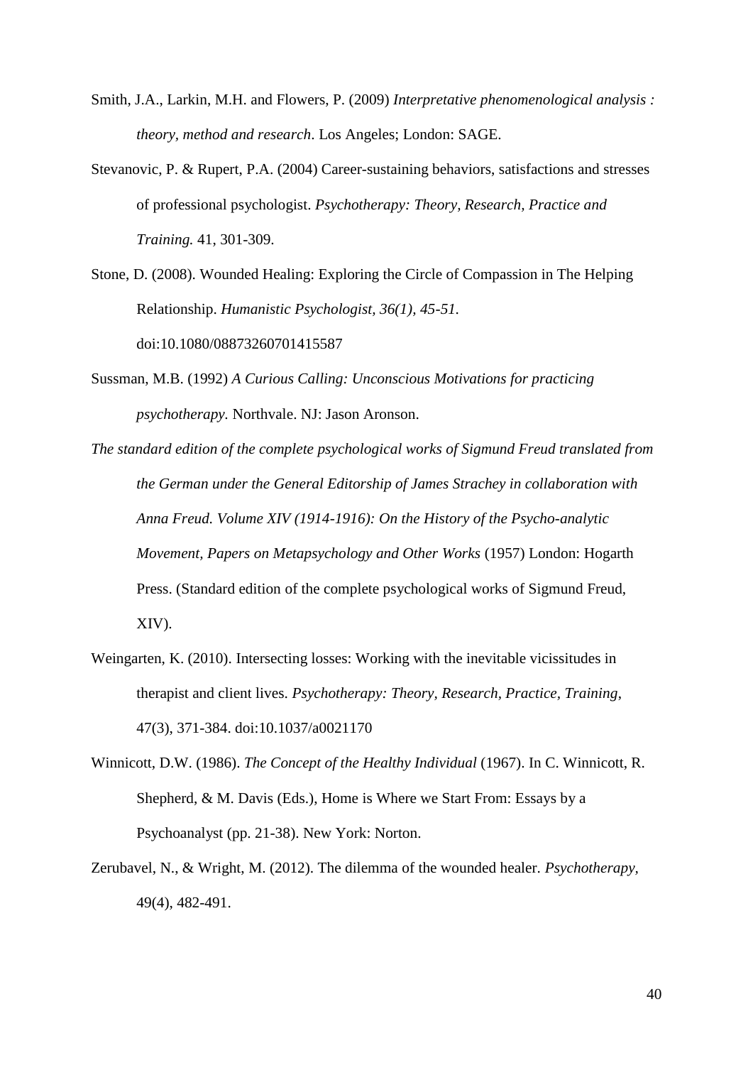Smith, J.A., Larkin, M.H. and Flowers, P. (2009) *Interpretative phenomenological analysis : theory, method and research*. Los Angeles; London: SAGE.

Stevanovic, P. & Rupert, P.A. (2004) Career-sustaining behaviors, satisfactions and stresses of professional psychologist. *Psychotherapy: Theory, Research, Practice and Training.* 41, 301-309.

Stone, D. (2008). Wounded Healing: Exploring the Circle of Compassion in The Helping Relationship. *Humanistic Psychologist, 36(1), 45-51.* doi:10.1080/08873260701415587

Sussman, M.B. (1992) *A Curious Calling: Unconscious Motivations for practicing psychotherapy.* Northvale. NJ: Jason Aronson.

*The standard edition of the complete psychological works of Sigmund Freud translated from the German under the General Editorship of James Strachey in collaboration with Anna Freud. Volume XIV (1914-1916): On the History of the Psycho-analytic Movement, Papers on Metapsychology and Other Works* (1957) London: Hogarth Press. (Standard edition of the complete psychological works of Sigmund Freud, XIV).

Weingarten, K. (2010). Intersecting losses: Working with the inevitable vicissitudes in therapist and client lives. *Psychotherapy: Theory, Research, Practice, Training*, 47(3), 371-384. doi:10.1037/a0021170

Winnicott, D.W. (1986). *The Concept of the Healthy Individual* (1967). In C. Winnicott, R. Shepherd, & M. Davis (Eds.), Home is Where we Start From: Essays by a Psychoanalyst (pp. 21-38). New York: Norton.

Zerubavel, N., & Wright, M. (2012). The dilemma of the wounded healer. *Psychotherapy*, 49(4), 482-491.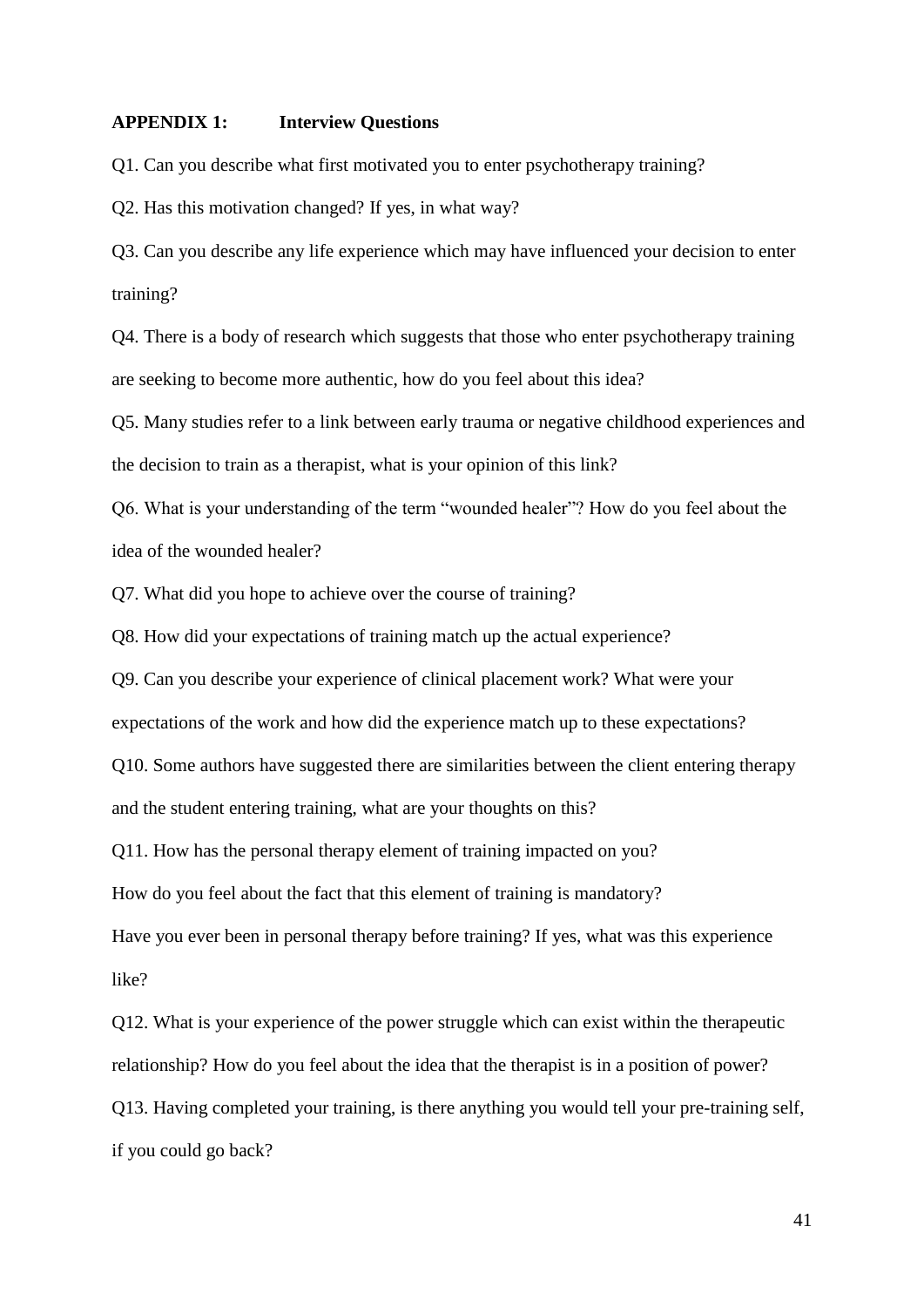**APPENDIX 1: Interview Questions**

Q1. Can you describe what first motivated you to enter psychotherapy training?

Q2. Has this motivation changed? If yes, in what way?

Q3. Can you describe any life experience which may have influenced your decision to enter training?

Q4. There is a body of research which suggests that those who enter psychotherapy training are seeking to become more authentic, how do you feel about this idea?

Q5. Many studies refer to a link between early trauma or negative childhood experiences and the decision to train as a therapist, what is your opinion of this link?

Q6. What is your understanding of the term "wounded healer"? How do you feel about the idea of the wounded healer?

Q7. What did you hope to achieve over the course of training?

Q8. How did your expectations of training match up the actual experience?

Q9. Can you describe your experience of clinical placement work? What were your expectations of the work and how did the experience match up to these expectations?

Q10. Some authors have suggested there are similarities between the client entering therapy and the student entering training, what are your thoughts on this?

Q11. How has the personal therapy element of training impacted on you?
How do you feel about the fact that this element of training is mandatory?
Have you ever been in personal therapy before training? If yes, what was this experience like?

Q12. What is your experience of the power struggle which can exist within the therapeutic relationship? How do you feel about the idea that the therapist is in a position of power?

Q13. Having completed your training, is there anything you would tell your pre-training self, if you could go back?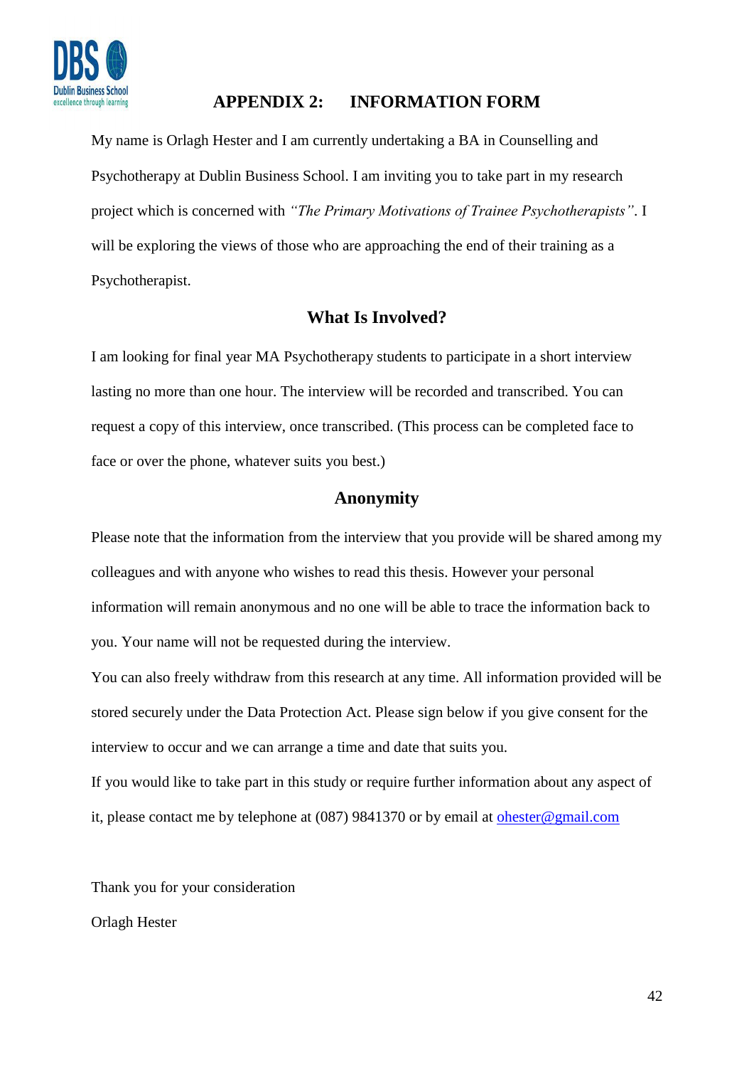## APPENDIX 2: INFORMATION FORM

My name is Orlagh Hester and I am currently undertaking a BA in Counselling and Psychotherapy at Dublin Business School. I am inviting you to take part in my research project which is concerned with *"The Primary Motivations of Trainee Psychotherapists"*. I will be exploring the views of those who are approaching the end of their training as a Psychotherapist.

### What Is Involved?

I am looking for final year MA Psychotherapy students to participate in a short interview lasting no more than one hour. The interview will be recorded and transcribed. You can request a copy of this interview, once transcribed. (This process can be completed face to face or over the phone, whatever suits you best.)

### Anonymity

Please note that the information from the interview that you provide will be shared among my colleagues and with anyone who wishes to read this thesis. However your personal information will remain anonymous and no one will be able to trace the information back to you. Your name will not be requested during the interview.

You can also freely withdraw from this research at any time. All information provided will be stored securely under the Data Protection Act. Please sign below if you give consent for the interview to occur and we can arrange a time and date that suits you.

If you would like to take part in this study or require further information about any aspect of it, please contact me by telephone at (087) 9841370 or by email at ohester@gmail.com

Thank you for your consideration

Orlagh Hester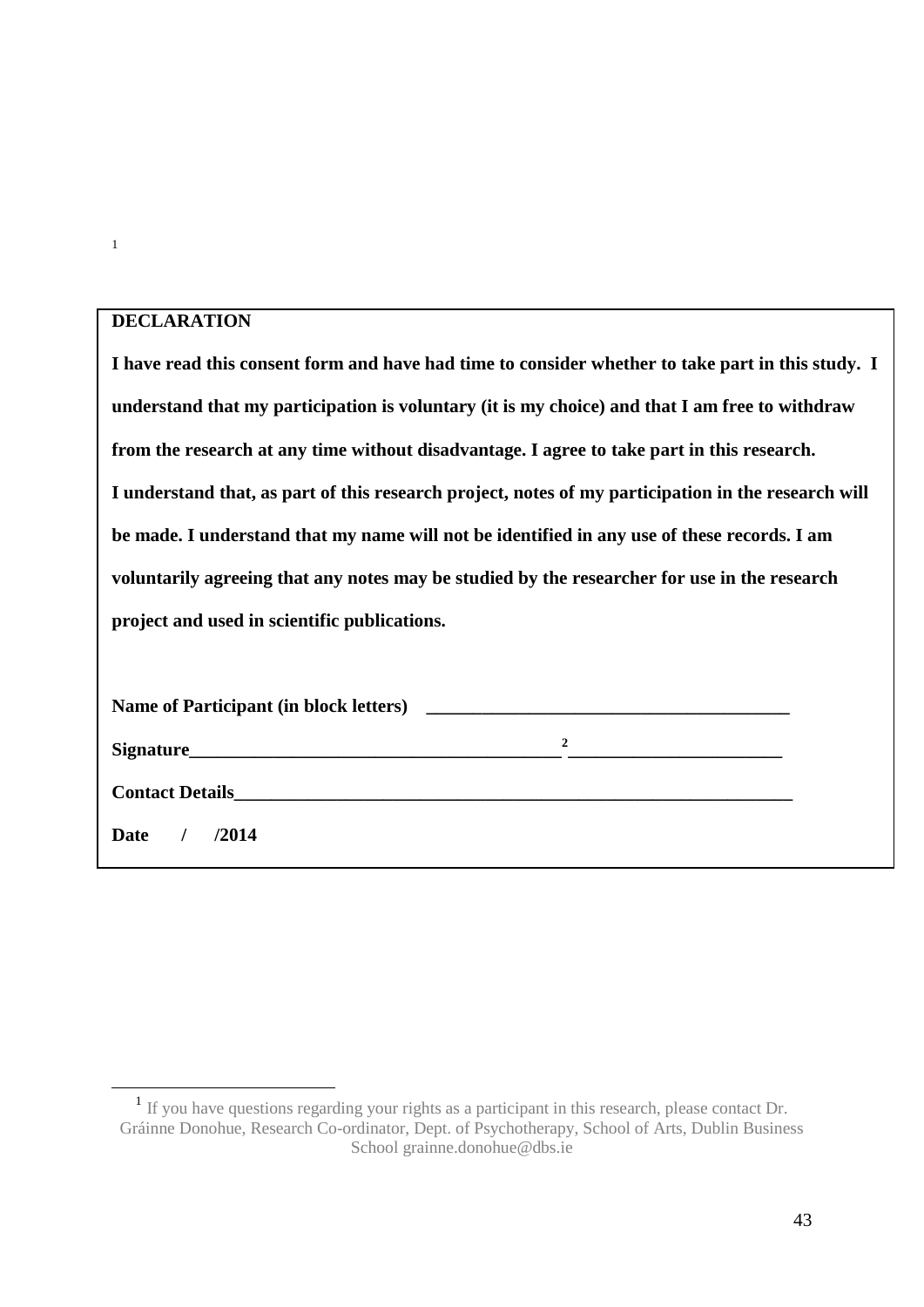[1]

**DECLARATION**

**I have read this consent form and have had time to consider whether to take part in this study. I understand that my participation is voluntary (it is my choice) and that I am free to withdraw from the research at any time without disadvantage. I agree to take part in this research.**

**I understand that, as part of this research project, notes of my participation in the research will be made. I understand that my name will not be identified in any use of these records. I am voluntarily agreeing that any notes may be studied by the researcher for use in the research project and used in scientific publications.**

**Name of Participant (in block letters)** ________________________________________

**Signature**________________________________________[2]________________________

**Contact Details**________________________________________________________________

**Date / /2014**

[1] If you have questions regarding your rights as a participant in this research, please contact Dr. Gráinne Donohue, Research Co-ordinator, Dept. of Psychotherapy, School of Arts, Dublin Business School grainne.donohue@dbs.ie